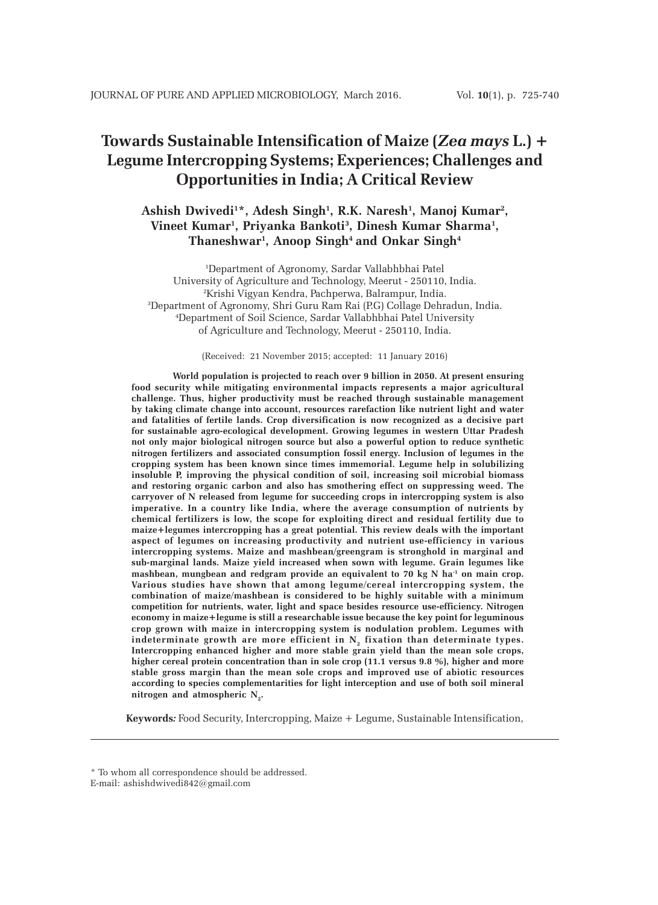# Towards Sustainable Intensification of Maize (*Zea mays* L.) + Legume Intercropping Systems; Experiences; Challenges and Opportunities in India; A Critical Review

**Ashish Dwivedi[1]*, Adesh Singh[1], R.K. Naresh[1], Manoj Kumar[2], Vineet Kumar[1], Priyanka Bankoti[3], Dinesh Kumar Sharma[1], Thaneshwar[1], Anoop Singh[4] and Onkar Singh[4]**

[1]Department of Agronomy, Sardar Vallabhbhai Patel University of Agriculture and Technology, Meerut - 250110, India.
[2]Krishi Vigyan Kendra, Pachperwa, Balrampur, India.
[3]Department of Agronomy, Shri Guru Ram Rai (P.G) Collage Dehradun, India.
[4]Department of Soil Science, Sardar Vallabhbhai Patel University of Agriculture and Technology, Meerut - 250110, India.

(Received: 21 November 2015; accepted: 11 January 2016)

**World population is projected to reach over 9 billion in 2050. At present ensuring food security while mitigating environmental impacts represents a major agricultural challenge. Thus, higher productivity must be reached through sustainable management by taking climate change into account, resources rarefaction like nutrient light and water and fatalities of fertile lands. Crop diversification is now recognized as a decisive part for sustainable agro-ecological development. Growing legumes in western Uttar Pradesh not only major biological nitrogen source but also a powerful option to reduce synthetic nitrogen fertilizers and associated consumption fossil energy. Inclusion of legumes in the cropping system has been known since times immemorial. Legume help in solubilizing insoluble P, improving the physical condition of soil, increasing soil microbial biomass and restoring organic carbon and also has smothering effect on suppressing weed. The carryover of N released from legume for succeeding crops in intercropping system is also imperative. In a country like India, where the average consumption of nutrients by chemical fertilizers is low, the scope for exploiting direct and residual fertility due to maize+legumes intercropping has a great potential. This review deals with the important aspect of legumes on increasing productivity and nutrient use-efficiency in various intercropping systems. Maize and mashbean/greengram is stronghold in marginal and sub-marginal lands. Maize yield increased when sown with legume. Grain legumes like mashbean, mungbean and redgram provide an equivalent to 70 kg N ha$^{-1}$ on main crop. Various studies have shown that among legume/cereal intercropping system, the combination of maize/mashbean is considered to be highly suitable with a minimum competition for nutrients, water, light and space besides resource use-efficiency. Nitrogen economy in maize+legume is still a researchable issue because the key point for leguminous crop grown with maize in intercropping system is nodulation problem. Legumes with indeterminate growth are more efficient in $N_2$ fixation than determinate types. Intercropping enhanced higher and more stable grain yield than the mean sole crops, higher cereal protein concentration than in sole crop (11.1 versus 9.8 %), higher and more stable gross margin than the mean sole crops and improved use of abiotic resources according to species complementarities for light interception and use of both soil mineral nitrogen and atmospheric $N_2$.**

**Keywords***:* Food Security, Intercropping, Maize + Legume, Sustainable Intensification,

* To whom all correspondence should be addressed.
E-mail: ashishdwivedi842@gmail.com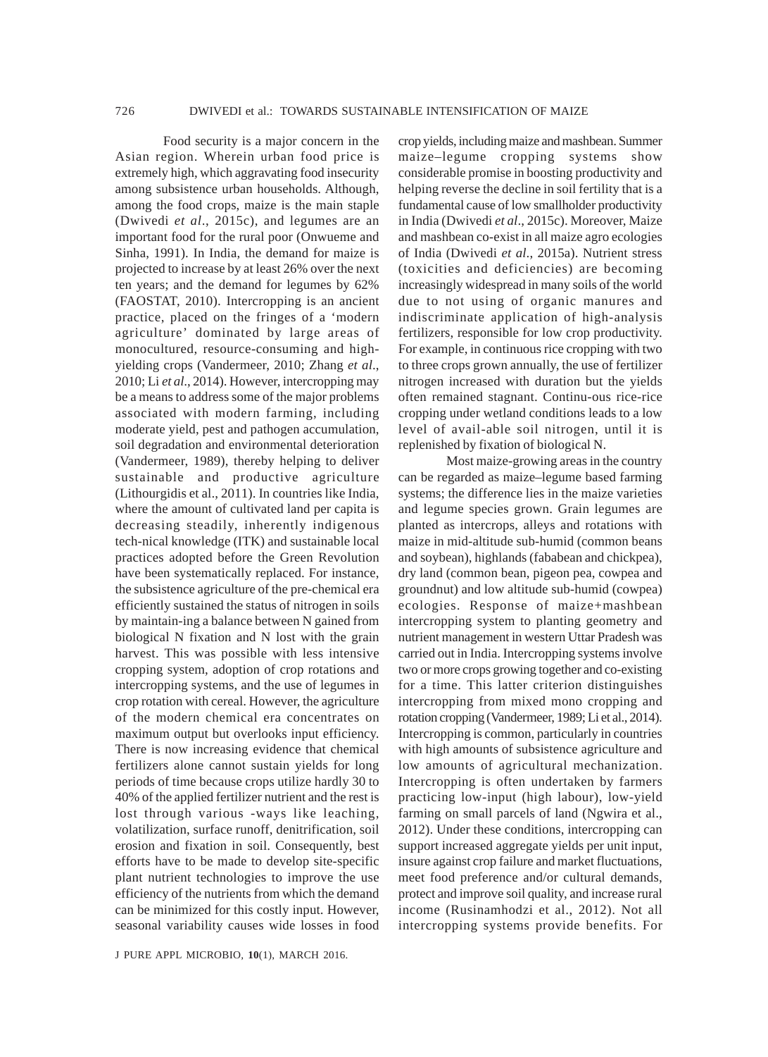Food security is a major concern in the Asian region. Wherein urban food price is extremely high, which aggravating food insecurity among subsistence urban households. Although, among the food crops, maize is the main staple (Dwivedi *et al*., 2015c), and legumes are an important food for the rural poor (Onwueme and Sinha, 1991). In India, the demand for maize is projected to increase by at least 26% over the next ten years; and the demand for legumes by 62% (FAOSTAT, 2010). Intercropping is an ancient practice, placed on the fringes of a 'modern agriculture' dominated by large areas of monocultured, resource-consuming and high-yielding crops (Vandermeer, 2010; Zhang *et al*., 2010; Li *et al*., 2014). However, intercropping may be a means to address some of the major problems associated with modern farming, including moderate yield, pest and pathogen accumulation, soil degradation and environmental deterioration (Vandermeer, 1989), thereby helping to deliver sustainable and productive agriculture (Lithourgidis et al., 2011). In countries like India, where the amount of cultivated land per capita is decreasing steadily, inherently indigenous tech-nical knowledge (ITK) and sustainable local practices adopted before the Green Revolution have been systematically replaced. For instance, the subsistence agriculture of the pre-chemical era efficiently sustained the status of nitrogen in soils by maintain-ing a balance between N gained from biological N fixation and N lost with the grain harvest. This was possible with less intensive cropping system, adoption of crop rotations and intercropping systems, and the use of legumes in crop rotation with cereal. However, the agriculture of the modern chemical era concentrates on maximum output but overlooks input efficiency. There is now increasing evidence that chemical fertilizers alone cannot sustain yields for long periods of time because crops utilize hardly 30 to 40% of the applied fertilizer nutrient and the rest is lost through various -ways like leaching, volatilization, surface runoff, denitrification, soil erosion and fixation in soil. Consequently, best efforts have to be made to develop site-specific plant nutrient technologies to improve the use efficiency of the nutrients from which the demand can be minimized for this costly input. However, seasonal variability causes wide losses in food crop yields, including maize and mashbean. Summer maize–legume cropping systems show considerable promise in boosting productivity and helping reverse the decline in soil fertility that is a fundamental cause of low smallholder productivity in India (Dwivedi *et al*., 2015c). Moreover, Maize and mashbean co-exist in all maize agro ecologies of India (Dwivedi *et al*., 2015a). Nutrient stress (toxicities and deficiencies) are becoming increasingly widespread in many soils of the world due to not using of organic manures and indiscriminate application of high-analysis fertilizers, responsible for low crop productivity. For example, in continuous rice cropping with two to three crops grown annually, the use of fertilizer nitrogen increased with duration but the yields often remained stagnant. Continu-ous rice-rice cropping under wetland conditions leads to a low level of avail-able soil nitrogen, until it is replenished by fixation of biological N.

Most maize-growing areas in the country can be regarded as maize–legume based farming systems; the difference lies in the maize varieties and legume species grown. Grain legumes are planted as intercrops, alleys and rotations with maize in mid-altitude sub-humid (common beans and soybean), highlands (fababean and chickpea), dry land (common bean, pigeon pea, cowpea and groundnut) and low altitude sub-humid (cowpea) ecologies. Response of maize+mashbean intercropping system to planting geometry and nutrient management in western Uttar Pradesh was carried out in India. Intercropping systems involve two or more crops growing together and co-existing for a time. This latter criterion distinguishes intercropping from mixed mono cropping and rotation cropping (Vandermeer, 1989; Li et al., 2014). Intercropping is common, particularly in countries with high amounts of subsistence agriculture and low amounts of agricultural mechanization. Intercropping is often undertaken by farmers practicing low-input (high labour), low-yield farming on small parcels of land (Ngwira et al., 2012). Under these conditions, intercropping can support increased aggregate yields per unit input, insure against crop failure and market fluctuations, meet food preference and/or cultural demands, protect and improve soil quality, and increase rural income (Rusinamhodzi et al., 2012). Not all intercropping systems provide benefits. For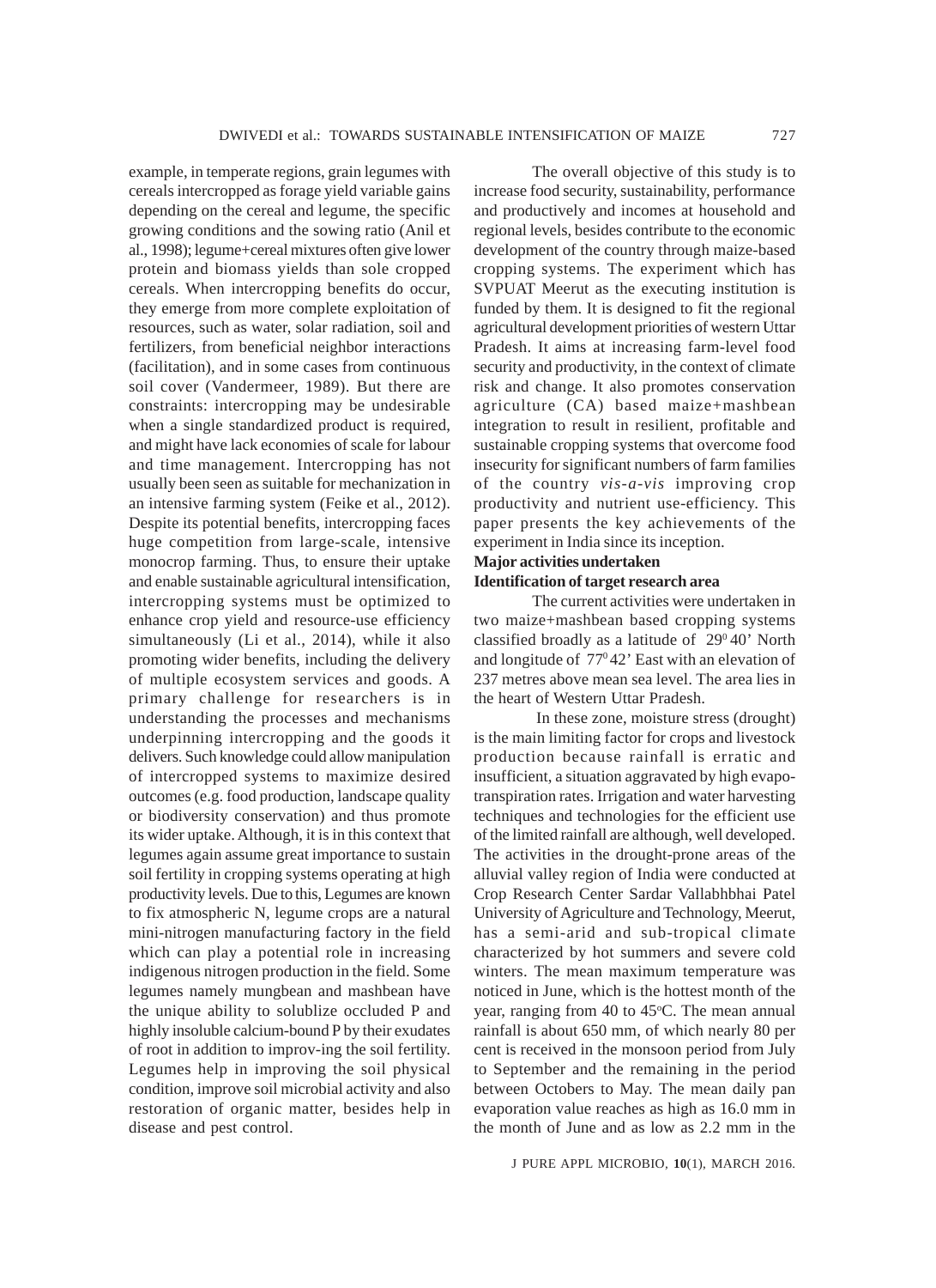example, in temperate regions, grain legumes with cereals intercropped as forage yield variable gains depending on the cereal and legume, the specific growing conditions and the sowing ratio (Anil et al., 1998); legume+cereal mixtures often give lower protein and biomass yields than sole cropped cereals. When intercropping benefits do occur, they emerge from more complete exploitation of resources, such as water, solar radiation, soil and fertilizers, from beneficial neighbor interactions (facilitation), and in some cases from continuous soil cover (Vandermeer, 1989). But there are constraints: intercropping may be undesirable when a single standardized product is required, and might have lack economies of scale for labour and time management. Intercropping has not usually been seen as suitable for mechanization in an intensive farming system (Feike et al., 2012). Despite its potential benefits, intercropping faces huge competition from large-scale, intensive monocrop farming. Thus, to ensure their uptake and enable sustainable agricultural intensification, intercropping systems must be optimized to enhance crop yield and resource-use efficiency simultaneously (Li et al., 2014), while it also promoting wider benefits, including the delivery of multiple ecosystem services and goods. A primary challenge for researchers is in understanding the processes and mechanisms underpinning intercropping and the goods it delivers. Such knowledge could allow manipulation of intercropped systems to maximize desired outcomes (e.g. food production, landscape quality or biodiversity conservation) and thus promote its wider uptake. Although, it is in this context that legumes again assume great importance to sustain soil fertility in cropping systems operating at high productivity levels. Due to this, Legumes are known to fix atmospheric N, legume crops are a natural mini-nitrogen manufacturing factory in the field which can play a potential role in increasing indigenous nitrogen production in the field. Some legumes namely mungbean and mashbean have the unique ability to solublize occluded P and highly insoluble calcium-bound P by their exudates of root in addition to improv-ing the soil fertility. Legumes help in improving the soil physical condition, improve soil microbial activity and also restoration of organic matter, besides help in disease and pest control.

The overall objective of this study is to increase food security, sustainability, performance and productively and incomes at household and regional levels, besides contribute to the economic development of the country through maize-based cropping systems. The experiment which has SVPUAT Meerut as the executing institution is funded by them. It is designed to fit the regional agricultural development priorities of western Uttar Pradesh. It aims at increasing farm-level food security and productivity, in the context of climate risk and change. It also promotes conservation agriculture (CA) based maize+mashbean integration to result in resilient, profitable and sustainable cropping systems that overcome food insecurity for significant numbers of farm families of the country *vis-a-vis* improving crop productivity and nutrient use-efficiency. This paper presents the key achievements of the experiment in India since its inception.

**Major activities undertaken**

**Identification of target research area**

The current activities were undertaken in two maize+mashbean based cropping systems classified broadly as a latitude of $29^0 40'$ North and longitude of $77^0 42'$ East with an elevation of 237 metres above mean sea level. The area lies in the heart of Western Uttar Pradesh.

In these zone, moisture stress (drought) is the main limiting factor for crops and livestock production because rainfall is erratic and insufficient, a situation aggravated by high evapo-transpiration rates. Irrigation and water harvesting techniques and technologies for the efficient use of the limited rainfall are although, well developed. The activities in the drought-prone areas of the alluvial valley region of India were conducted at Crop Research Center Sardar Vallabhbhai Patel University of Agriculture and Technology, Meerut, has a semi-arid and sub-tropical climate characterized by hot summers and severe cold winters. The mean maximum temperature was noticed in June, which is the hottest month of the year, ranging from 40 to 45°C. The mean annual rainfall is about 650 mm, of which nearly 80 per cent is received in the monsoon period from July to September and the remaining in the period between Octobers to May. The mean daily pan evaporation value reaches as high as 16.0 mm in the month of June and as low as 2.2 mm in the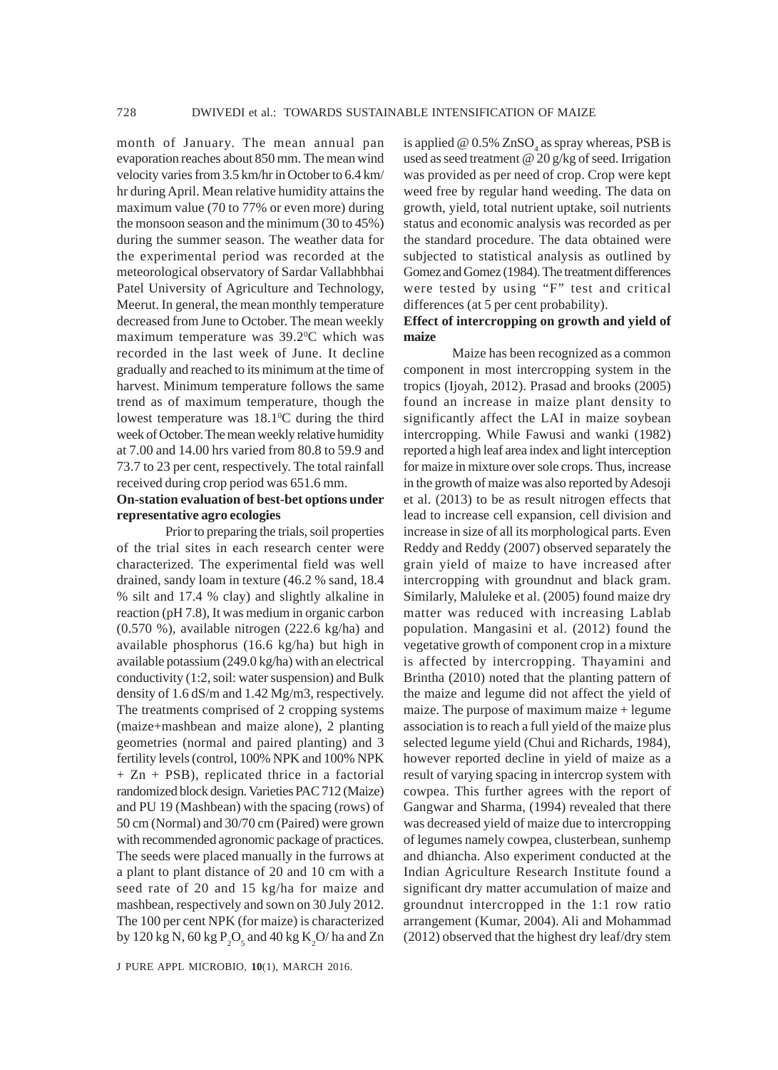month of January. The mean annual pan evaporation reaches about 850 mm. The mean wind velocity varies from 3.5 km/hr in October to 6.4 km/hr during April. Mean relative humidity attains the maximum value (70 to 77% or even more) during the monsoon season and the minimum (30 to 45%) during the summer season. The weather data for the experimental period was recorded at the meteorological observatory of Sardar Vallabhbhai Patel University of Agriculture and Technology, Meerut. In general, the mean monthly temperature decreased from June to October. The mean weekly maximum temperature was 39.2$^0$C which was recorded in the last week of June. It decline gradually and reached to its minimum at the time of harvest. Minimum temperature follows the same trend as of maximum temperature, though the lowest temperature was 18.1$^0$C during the third week of October. The mean weekly relative humidity at 7.00 and 14.00 hrs varied from 80.8 to 59.9 and 73.7 to 23 per cent, respectively. The total rainfall received during crop period was 651.6 mm.

**On-station evaluation of best-bet options under representative agro ecologies**

Prior to preparing the trials, soil properties of the trial sites in each research center were characterized. The experimental field was well drained, sandy loam in texture (46.2 % sand, 18.4 % silt and 17.4 % clay) and slightly alkaline in reaction (pH 7.8), It was medium in organic carbon (0.570 %), available nitrogen (222.6 kg/ha) and available phosphorus (16.6 kg/ha) but high in available potassium (249.0 kg/ha) with an electrical conductivity (1:2, soil: water suspension) and Bulk density of 1.6 dS/m and 1.42 Mg/m3, respectively. The treatments comprised of 2 cropping systems (maize+mashbean and maize alone), 2 planting geometries (normal and paired planting) and 3 fertility levels (control, 100% NPK and 100% NPK + Zn + PSB), replicated thrice in a factorial randomized block design. Varieties PAC 712 (Maize) and PU 19 (Mashbean) with the spacing (rows) of 50 cm (Normal) and 30/70 cm (Paired) were grown with recommended agronomic package of practices. The seeds were placed manually in the furrows at a plant to plant distance of 20 and 10 cm with a seed rate of 20 and 15 kg/ha for maize and mashbean, respectively and sown on 30 July 2012. The 100 per cent NPK (for maize) is characterized by 120 kg N, 60 kg $P_2O_5$ and 40 kg $K_2O$/ ha and Zn is applied @ 0.5% $ZnSO_4$ as spray whereas, PSB is used as seed treatment @ 20 g/kg of seed. Irrigation was provided as per need of crop. Crop were kept weed free by regular hand weeding. The data on growth, yield, total nutrient uptake, soil nutrients status and economic analysis was recorded as per the standard procedure. The data obtained were subjected to statistical analysis as outlined by Gomez and Gomez (1984). The treatment differences were tested by using "F" test and critical differences (at 5 per cent probability).

**Effect of intercropping on growth and yield of maize**

Maize has been recognized as a common component in most intercropping system in the tropics (Ijoyah, 2012). Prasad and brooks (2005) found an increase in maize plant density to significantly affect the LAI in maize soybean intercropping. While Fawusi and wanki (1982) reported a high leaf area index and light interception for maize in mixture over sole crops. Thus, increase in the growth of maize was also reported by Adesoji et al. (2013) to be as result nitrogen effects that lead to increase cell expansion, cell division and increase in size of all its morphological parts. Even Reddy and Reddy (2007) observed separately the grain yield of maize to have increased after intercropping with groundnut and black gram. Similarly, Maluleke et al. (2005) found maize dry matter was reduced with increasing Lablab population. Mangasini et al. (2012) found the vegetative growth of component crop in a mixture is affected by intercropping. Thayamini and Brintha (2010) noted that the planting pattern of the maize and legume did not affect the yield of maize. The purpose of maximum maize + legume association is to reach a full yield of the maize plus selected legume yield (Chui and Richards, 1984), however reported decline in yield of maize as a result of varying spacing in intercrop system with cowpea. This further agrees with the report of Gangwar and Sharma, (1994) revealed that there was decreased yield of maize due to intercropping of legumes namely cowpea, clusterbean, sunhemp and dhiancha. Also experiment conducted at the Indian Agriculture Research Institute found a significant dry matter accumulation of maize and groundnut intercropped in the 1:1 row ratio arrangement (Kumar, 2004). Ali and Mohammad (2012) observed that the highest dry leaf/dry stem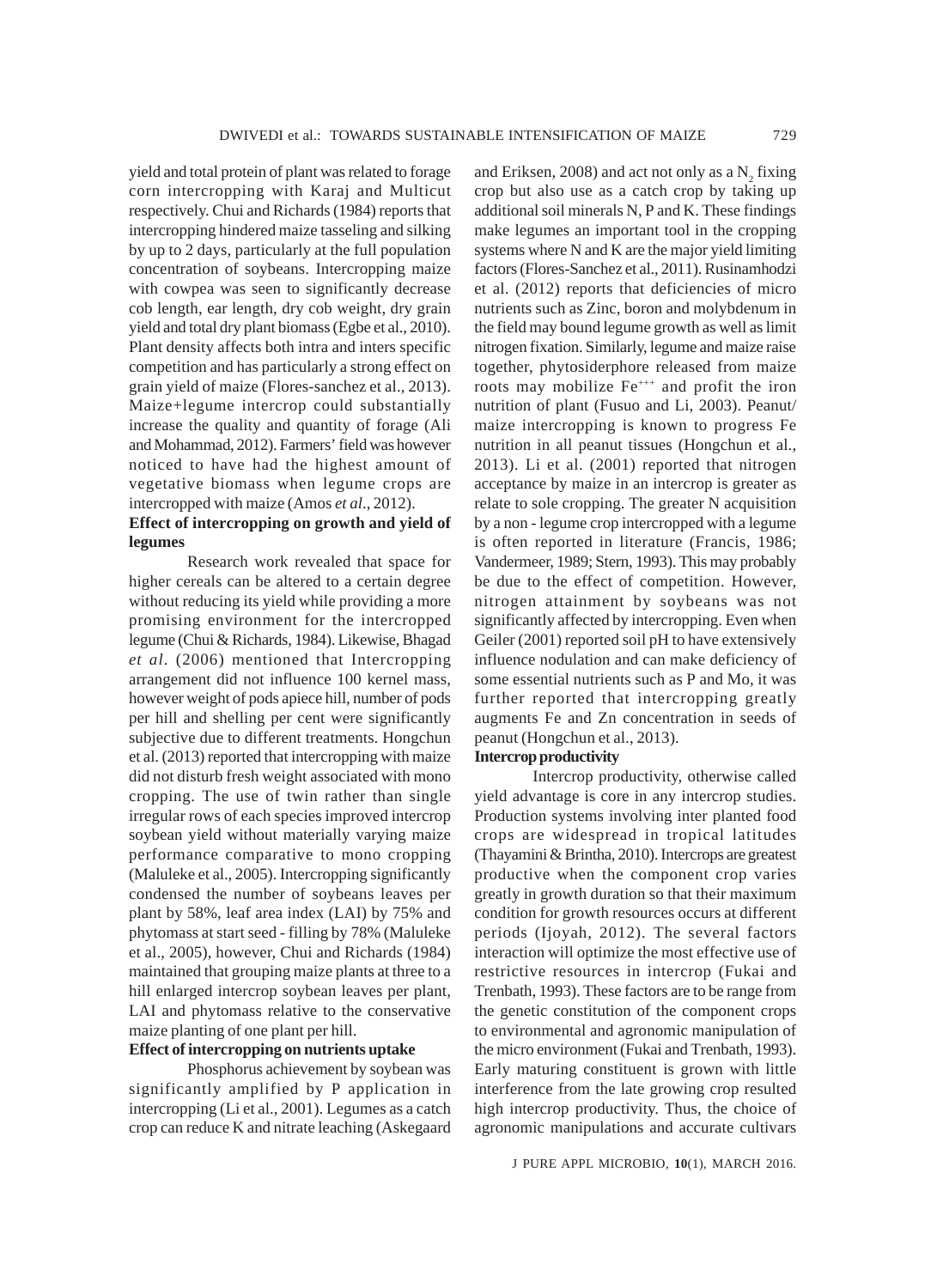yield and total protein of plant was related to forage corn intercropping with Karaj and Multicut respectively. Chui and Richards (1984) reports that intercropping hindered maize tasseling and silking by up to 2 days, particularly at the full population concentration of soybeans. Intercropping maize with cowpea was seen to significantly decrease cob length, ear length, dry cob weight, dry grain yield and total dry plant biomass (Egbe et al., 2010). Plant density affects both intra and inters specific competition and has particularly a strong effect on grain yield of maize (Flores-sanchez et al., 2013). Maize+legume intercrop could substantially increase the quality and quantity of forage (Ali and Mohammad, 2012). Farmers' field was however noticed to have had the highest amount of vegetative biomass when legume crops are intercropped with maize (Amos *et al*., 2012).

**Effect of intercropping on growth and yield of legumes**

Research work revealed that space for higher cereals can be altered to a certain degree without reducing its yield while providing a more promising environment for the intercropped legume (Chui & Richards, 1984). Likewise, Bhagad *et al*. (2006) mentioned that Intercropping arrangement did not influence 100 kernel mass, however weight of pods apiece hill, number of pods per hill and shelling per cent were significantly subjective due to different treatments. Hongchun et al. (2013) reported that intercropping with maize did not disturb fresh weight associated with mono cropping. The use of twin rather than single irregular rows of each species improved intercrop soybean yield without materially varying maize performance comparative to mono cropping (Maluleke et al., 2005). Intercropping significantly condensed the number of soybeans leaves per plant by 58%, leaf area index (LAI) by 75% and phytomass at start seed - filling by 78% (Maluleke et al., 2005), however, Chui and Richards (1984) maintained that grouping maize plants at three to a hill enlarged intercrop soybean leaves per plant, LAI and phytomass relative to the conservative maize planting of one plant per hill.

**Effect of intercropping on nutrients uptake**

Phosphorus achievement by soybean was significantly amplified by P application in intercropping (Li et al., 2001). Legumes as a catch crop can reduce K and nitrate leaching (Askegaard and Eriksen, 2008) and act not only as a $N_2$ fixing crop but also use as a catch crop by taking up additional soil minerals N, P and K. These findings make legumes an important tool in the cropping systems where N and K are the major yield limiting factors (Flores-Sanchez et al., 2011). Rusinamhodzi et al. (2012) reports that deficiencies of micro nutrients such as Zinc, boron and molybdenum in the field may bound legume growth as well as limit nitrogen fixation. Similarly, legume and maize raise together, phytosiderphore released from maize roots may mobilize $Fe^{+++}$ and profit the iron nutrition of plant (Fusuo and Li, 2003). Peanut/ maize intercropping is known to progress Fe nutrition in all peanut tissues (Hongchun et al., 2013). Li et al. (2001) reported that nitrogen acceptance by maize in an intercrop is greater as relate to sole cropping. The greater N acquisition by a non - legume crop intercropped with a legume is often reported in literature (Francis, 1986; Vandermeer, 1989; Stern, 1993). This may probably be due to the effect of competition. However, nitrogen attainment by soybeans was not significantly affected by intercropping. Even when Geiler (2001) reported soil pH to have extensively influence nodulation and can make deficiency of some essential nutrients such as P and Mo, it was further reported that intercropping greatly augments Fe and Zn concentration in seeds of peanut (Hongchun et al., 2013).

**Intercrop productivity**

Intercrop productivity, otherwise called yield advantage is core in any intercrop studies. Production systems involving inter planted food crops are widespread in tropical latitudes (Thayamini & Brintha, 2010). Intercrops are greatest productive when the component crop varies greatly in growth duration so that their maximum condition for growth resources occurs at different periods (Ijoyah, 2012). The several factors interaction will optimize the most effective use of restrictive resources in intercrop (Fukai and Trenbath, 1993). These factors are to be range from the genetic constitution of the component crops to environmental and agronomic manipulation of the micro environment (Fukai and Trenbath, 1993). Early maturing constituent is grown with little interference from the late growing crop resulted high intercrop productivity. Thus, the choice of agronomic manipulations and accurate cultivars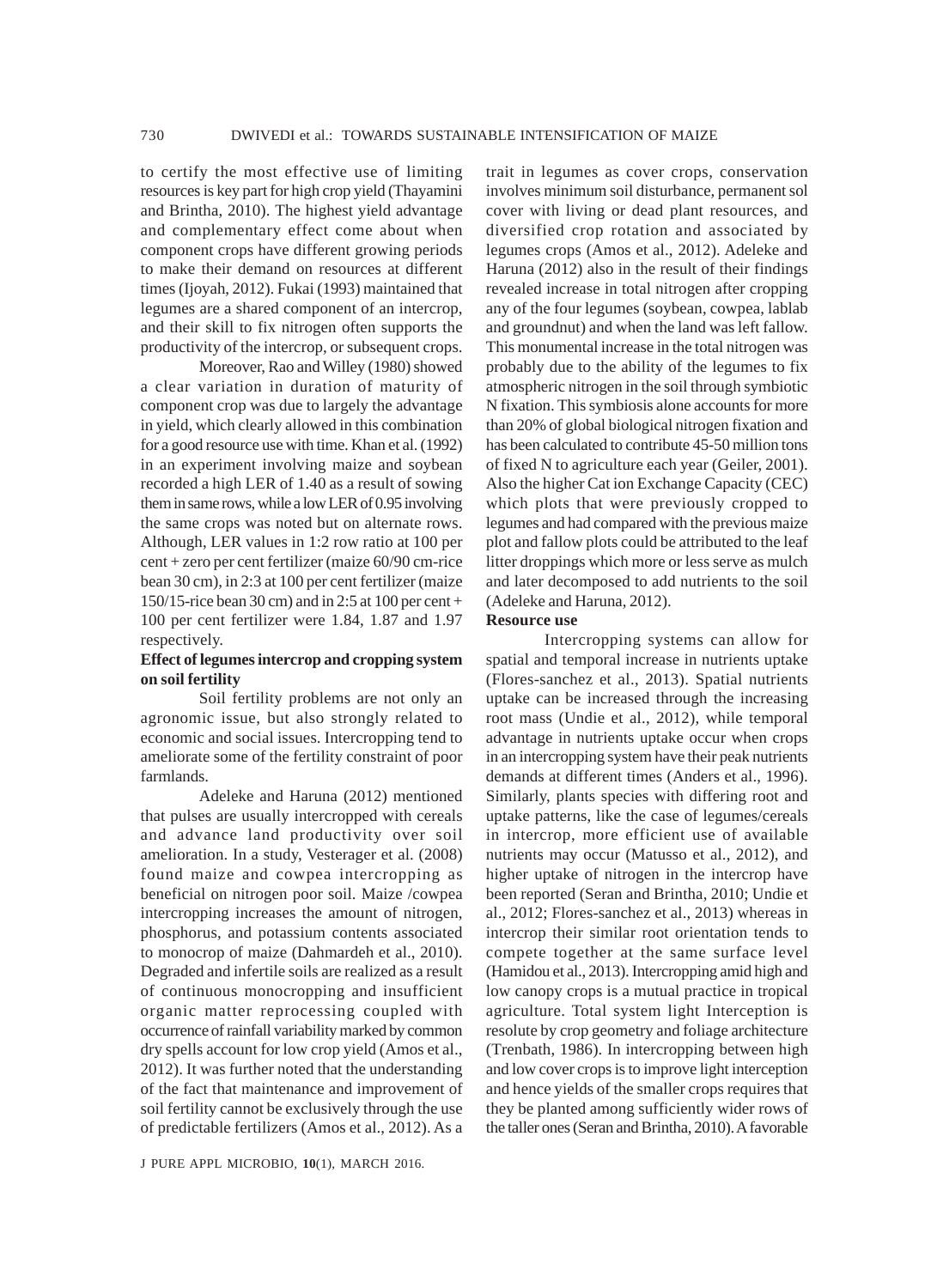to certify the most effective use of limiting resources is key part for high crop yield (Thayamini and Brintha, 2010). The highest yield advantage and complementary effect come about when component crops have different growing periods to make their demand on resources at different times (Ijoyah, 2012). Fukai (1993) maintained that legumes are a shared component of an intercrop, and their skill to fix nitrogen often supports the productivity of the intercrop, or subsequent crops.

Moreover, Rao and Willey (1980) showed a clear variation in duration of maturity of component crop was due to largely the advantage in yield, which clearly allowed in this combination for a good resource use with time. Khan et al. (1992) in an experiment involving maize and soybean recorded a high LER of 1.40 as a result of sowing them in same rows, while a low LER of 0.95 involving the same crops was noted but on alternate rows. Although, LER values in 1:2 row ratio at 100 per cent + zero per cent fertilizer (maize 60/90 cm-rice bean 30 cm), in 2:3 at 100 per cent fertilizer (maize 150/15-rice bean 30 cm) and in 2:5 at 100 per cent + 100 per cent fertilizer were 1.84, 1.87 and 1.97 respectively.

**Effect of legumes intercrop and cropping system on soil fertility**

Soil fertility problems are not only an agronomic issue, but also strongly related to economic and social issues. Intercropping tend to ameliorate some of the fertility constraint of poor farmlands.

Adeleke and Haruna (2012) mentioned that pulses are usually intercropped with cereals and advance land productivity over soil amelioration. In a study, Vesterager et al. (2008) found maize and cowpea intercropping as beneficial on nitrogen poor soil. Maize /cowpea intercropping increases the amount of nitrogen, phosphorus, and potassium contents associated to monocrop of maize (Dahmardeh et al., 2010). Degraded and infertile soils are realized as a result of continuous monocropping and insufficient organic matter reprocessing coupled with occurrence of rainfall variability marked by common dry spells account for low crop yield (Amos et al., 2012). It was further noted that the understanding of the fact that maintenance and improvement of soil fertility cannot be exclusively through the use of predictable fertilizers (Amos et al., 2012). As a trait in legumes as cover crops, conservation involves minimum soil disturbance, permanent sol cover with living or dead plant resources, and diversified crop rotation and associated by legumes crops (Amos et al., 2012). Adeleke and Haruna (2012) also in the result of their findings revealed increase in total nitrogen after cropping any of the four legumes (soybean, cowpea, lablab and groundnut) and when the land was left fallow. This monumental increase in the total nitrogen was probably due to the ability of the legumes to fix atmospheric nitrogen in the soil through symbiotic N fixation. This symbiosis alone accounts for more than 20% of global biological nitrogen fixation and has been calculated to contribute 45-50 million tons of fixed N to agriculture each year (Geiler, 2001). Also the higher Cat ion Exchange Capacity (CEC) which plots that were previously cropped to legumes and had compared with the previous maize plot and fallow plots could be attributed to the leaf litter droppings which more or less serve as mulch and later decomposed to add nutrients to the soil (Adeleke and Haruna, 2012).

**Resource use**

Intercropping systems can allow for spatial and temporal increase in nutrients uptake (Flores-sanchez et al., 2013). Spatial nutrients uptake can be increased through the increasing root mass (Undie et al., 2012), while temporal advantage in nutrients uptake occur when crops in an intercropping system have their peak nutrients demands at different times (Anders et al., 1996). Similarly, plants species with differing root and uptake patterns, like the case of legumes/cereals in intercrop, more efficient use of available nutrients may occur (Matusso et al., 2012), and higher uptake of nitrogen in the intercrop have been reported (Seran and Brintha, 2010; Undie et al., 2012; Flores-sanchez et al., 2013) whereas in intercrop their similar root orientation tends to compete together at the same surface level (Hamidou et al., 2013). Intercropping amid high and low canopy crops is a mutual practice in tropical agriculture. Total system light Interception is resolute by crop geometry and foliage architecture (Trenbath, 1986). In intercropping between high and low cover crops is to improve light interception and hence yields of the smaller crops requires that they be planted among sufficiently wider rows of the taller ones (Seran and Brintha, 2010). A favorable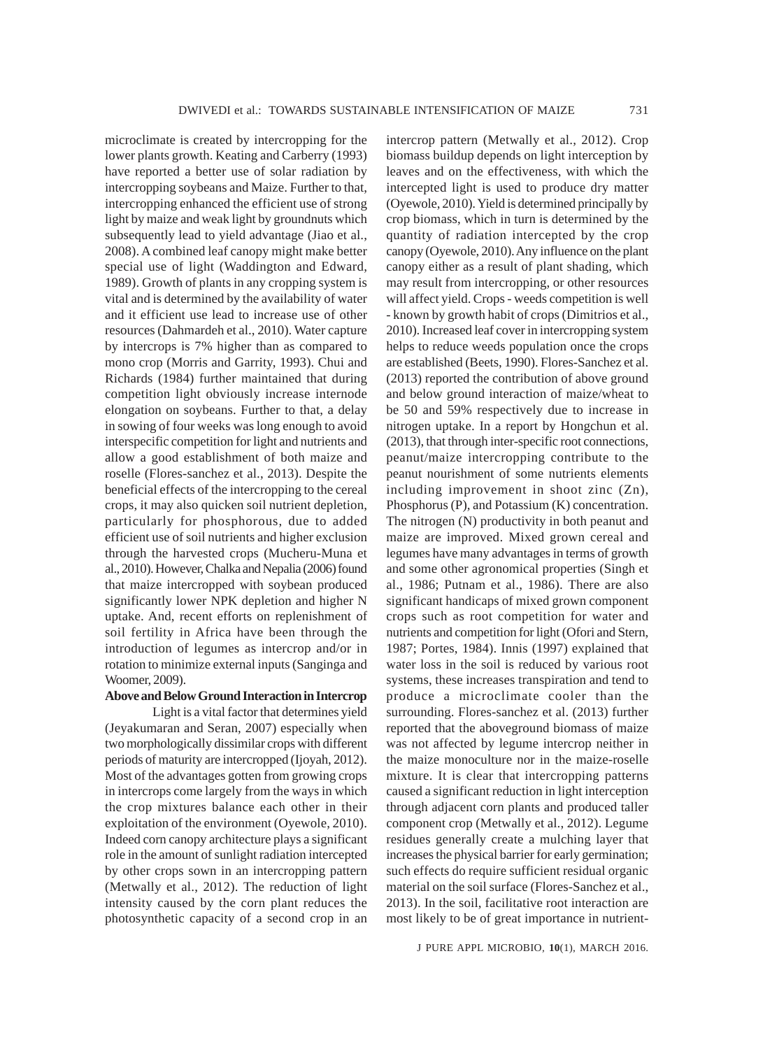microclimate is created by intercropping for the lower plants growth. Keating and Carberry (1993) have reported a better use of solar radiation by intercropping soybeans and Maize. Further to that, intercropping enhanced the efficient use of strong light by maize and weak light by groundnuts which subsequently lead to yield advantage (Jiao et al., 2008). A combined leaf canopy might make better special use of light (Waddington and Edward, 1989). Growth of plants in any cropping system is vital and is determined by the availability of water and it efficient use lead to increase use of other resources (Dahmardeh et al., 2010). Water capture by intercrops is 7% higher than as compared to mono crop (Morris and Garrity, 1993). Chui and Richards (1984) further maintained that during competition light obviously increase internode elongation on soybeans. Further to that, a delay in sowing of four weeks was long enough to avoid interspecific competition for light and nutrients and allow a good establishment of both maize and roselle (Flores-sanchez et al., 2013). Despite the beneficial effects of the intercropping to the cereal crops, it may also quicken soil nutrient depletion, particularly for phosphorous, due to added efficient use of soil nutrients and higher exclusion through the harvested crops (Mucheru-Muna et al., 2010). However, Chalka and Nepalia (2006) found that maize intercropped with soybean produced significantly lower NPK depletion and higher N uptake. And, recent efforts on replenishment of soil fertility in Africa have been through the introduction of legumes as intercrop and/or in rotation to minimize external inputs (Sanginga and Woomer, 2009).

**Above and Below Ground Interaction in Intercrop**

Light is a vital factor that determines yield (Jeyakumaran and Seran, 2007) especially when two morphologically dissimilar crops with different periods of maturity are intercropped (Ijoyah, 2012). Most of the advantages gotten from growing crops in intercrops come largely from the ways in which the crop mixtures balance each other in their exploitation of the environment (Oyewole, 2010). Indeed corn canopy architecture plays a significant role in the amount of sunlight radiation intercepted by other crops sown in an intercropping pattern (Metwally et al., 2012). The reduction of light intensity caused by the corn plant reduces the photosynthetic capacity of a second crop in an intercrop pattern (Metwally et al., 2012). Crop biomass buildup depends on light interception by leaves and on the effectiveness, with which the intercepted light is used to produce dry matter (Oyewole, 2010). Yield is determined principally by crop biomass, which in turn is determined by the quantity of radiation intercepted by the crop canopy (Oyewole, 2010). Any influence on the plant canopy either as a result of plant shading, which may result from intercropping, or other resources will affect yield. Crops - weeds competition is well - known by growth habit of crops (Dimitrios et al., 2010). Increased leaf cover in intercropping system helps to reduce weeds population once the crops are established (Beets, 1990). Flores-Sanchez et al. (2013) reported the contribution of above ground and below ground interaction of maize/wheat to be 50 and 59% respectively due to increase in nitrogen uptake. In a report by Hongchun et al. (2013), that through inter-specific root connections, peanut/maize intercropping contribute to the peanut nourishment of some nutrients elements including improvement in shoot zinc (Zn), Phosphorus (P), and Potassium (K) concentration. The nitrogen (N) productivity in both peanut and maize are improved. Mixed grown cereal and legumes have many advantages in terms of growth and some other agronomical properties (Singh et al., 1986; Putnam et al., 1986). There are also significant handicaps of mixed grown component crops such as root competition for water and nutrients and competition for light (Ofori and Stern, 1987; Portes, 1984). Innis (1997) explained that water loss in the soil is reduced by various root systems, these increases transpiration and tend to produce a microclimate cooler than the surrounding. Flores-sanchez et al. (2013) further reported that the aboveground biomass of maize was not affected by legume intercrop neither in the maize monoculture nor in the maize-roselle mixture. It is clear that intercropping patterns caused a significant reduction in light interception through adjacent corn plants and produced taller component crop (Metwally et al., 2012). Legume residues generally create a mulching layer that increases the physical barrier for early germination; such effects do require sufficient residual organic material on the soil surface (Flores-Sanchez et al., 2013). In the soil, facilitative root interaction are most likely to be of great importance in nutrient-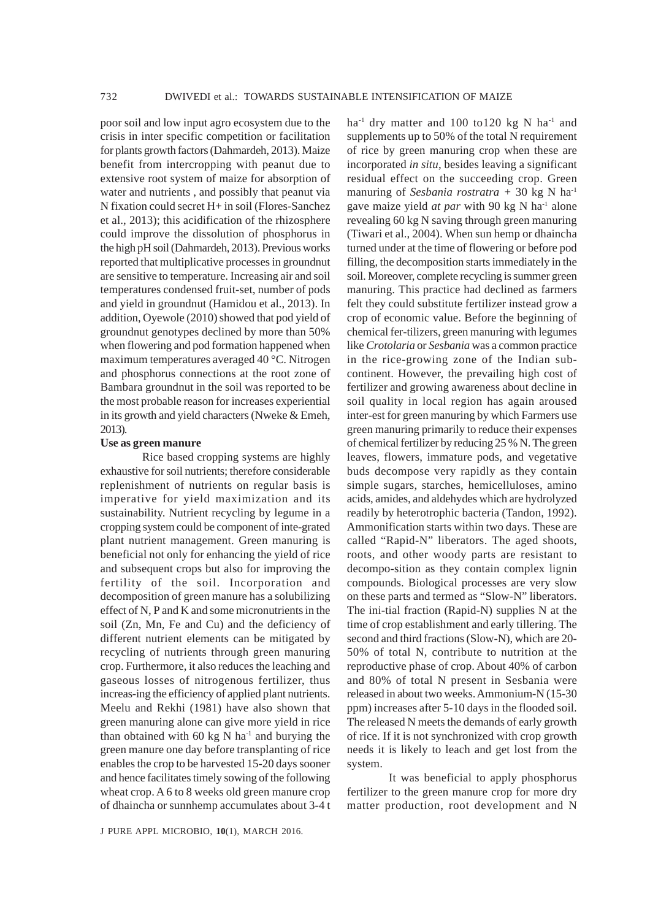poor soil and low input agro ecosystem due to the crisis in inter specific competition or facilitation for plants growth factors (Dahmardeh, 2013). Maize benefit from intercropping with peanut due to extensive root system of maize for absorption of water and nutrients , and possibly that peanut via N fixation could secret H+ in soil (Flores-Sanchez et al., 2013); this acidification of the rhizosphere could improve the dissolution of phosphorus in the high pH soil (Dahmardeh, 2013). Previous works reported that multiplicative processes in groundnut are sensitive to temperature. Increasing air and soil temperatures condensed fruit-set, number of pods and yield in groundnut (Hamidou et al., 2013). In addition, Oyewole (2010) showed that pod yield of groundnut genotypes declined by more than 50% when flowering and pod formation happened when maximum temperatures averaged 40 °C. Nitrogen and phosphorus connections at the root zone of Bambara groundnut in the soil was reported to be the most probable reason for increases experiential in its growth and yield characters (Nweke & Emeh, 2013).

**Use as green manure**

Rice based cropping systems are highly exhaustive for soil nutrients; therefore considerable replenishment of nutrients on regular basis is imperative for yield maximization and its sustainability. Nutrient recycling by legume in a cropping system could be component of inte-grated plant nutrient management. Green manuring is beneficial not only for enhancing the yield of rice and subsequent crops but also for improving the fertility of the soil. Incorporation and decomposition of green manure has a solubilizing effect of N, P and K and some micronutrients in the soil (Zn, Mn, Fe and Cu) and the deficiency of different nutrient elements can be mitigated by recycling of nutrients through green manuring crop. Furthermore, it also reduces the leaching and gaseous losses of nitrogenous fertilizer, thus increas-ing the efficiency of applied plant nutrients. Meelu and Rekhi (1981) have also shown that green manuring alone can give more yield in rice than obtained with 60 kg N ha$^{-1}$ and burying the green manure one day before transplanting of rice enables the crop to be harvested 15-20 days sooner and hence facilitates timely sowing of the following wheat crop. A 6 to 8 weeks old green manure crop of dhaincha or sunnhemp accumulates about 3-4 t ha$^{-1}$ dry matter and 100 to120 kg N ha$^{-1}$ and supplements up to 50% of the total N requirement of rice by green manuring crop when these are incorporated *in situ*, besides leaving a significant residual effect on the succeeding crop. Green manuring of *Sesbania rostratra* + 30 kg N ha$^{-1}$ gave maize yield *at par* with 90 kg N ha$^{-1}$ alone revealing 60 kg N saving through green manuring (Tiwari et al., 2004). When sun hemp or dhaincha turned under at the time of flowering or before pod filling, the decomposition starts immediately in the soil. Moreover, complete recycling is summer green manuring. This practice had declined as farmers felt they could substitute fertilizer instead grow a crop of economic value. Before the beginning of chemical fer-tilizers, green manuring with legumes like *Crotolaria* or *Sesbania* was a common practice in the rice-growing zone of the Indian sub-continent. However, the prevailing high cost of fertilizer and growing awareness about decline in soil quality in local region has again aroused inter-est for green manuring by which Farmers use green manuring primarily to reduce their expenses of chemical fertilizer by reducing 25 % N. The green leaves, flowers, immature pods, and vegetative buds decompose very rapidly as they contain simple sugars, starches, hemicelluloses, amino acids, amides, and aldehydes which are hydrolyzed readily by heterotrophic bacteria (Tandon, 1992). Ammonification starts within two days. These are called "Rapid-N" liberators. The aged shoots, roots, and other woody parts are resistant to decompo-sition as they contain complex lignin compounds. Biological processes are very slow on these parts and termed as "Slow-N" liberators. The ini-tial fraction (Rapid-N) supplies N at the time of crop establishment and early tillering. The second and third fractions (Slow-N), which are 20-50% of total N, contribute to nutrition at the reproductive phase of crop. About 40% of carbon and 80% of total N present in Sesbania were released in about two weeks. Ammonium-N (15-30 ppm) increases after 5-10 days in the flooded soil. The released N meets the demands of early growth of rice. If it is not synchronized with crop growth needs it is likely to leach and get lost from the system.

It was beneficial to apply phosphorus fertilizer to the green manure crop for more dry matter production, root development and N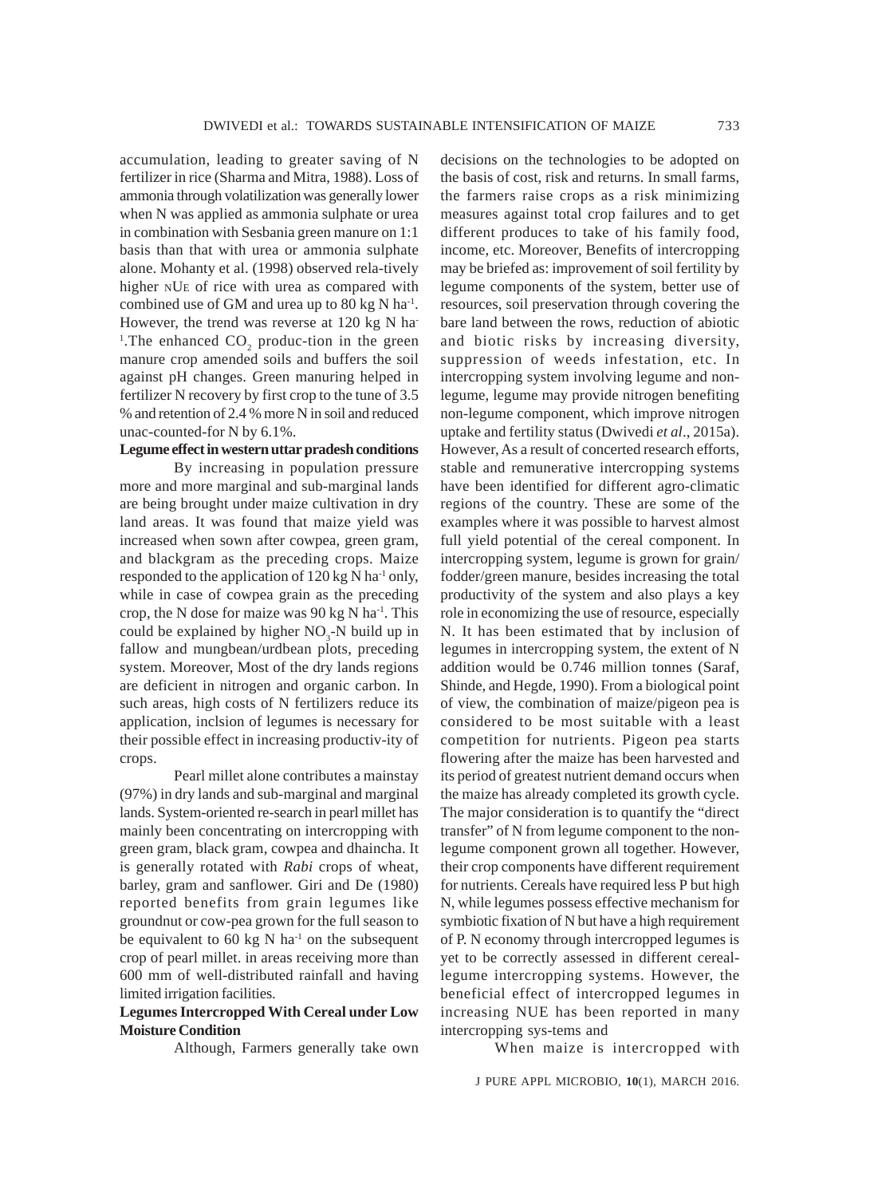accumulation, leading to greater saving of N fertilizer in rice (Sharma and Mitra, 1988). Loss of ammonia through volatilization was generally lower when N was applied as ammonia sulphate or urea in combination with Sesbania green manure on 1:1 basis than that with urea or ammonia sulphate alone. Mohanty et al. (1998) observed rela-tively higher NUE of rice with urea as compared with combined use of GM and urea up to 80 kg N $ha^{-1}$. However, the trend was reverse at 120 kg N $ha^{-1}$. The enhanced $CO_2$ produc-tion in the green manure crop amended soils and buffers the soil against pH changes. Green manuring helped in fertilizer N recovery by first crop to the tune of 3.5 % and retention of 2.4 % more N in soil and reduced unac-counted-for N by 6.1%.

**Legume effect in western uttar pradesh conditions**

By increasing in population pressure more and more marginal and sub-marginal lands are being brought under maize cultivation in dry land areas. It was found that maize yield was increased when sown after cowpea, green gram, and blackgram as the preceding crops. Maize responded to the application of 120 kg N $ha^{-1}$ only, while in case of cowpea grain as the preceding crop, the N dose for maize was 90 kg N $ha^{-1}$. This could be explained by higher $NO_3$-N build up in fallow and mungbean/urdbean plots, preceding system. Moreover, Most of the dry lands regions are deficient in nitrogen and organic carbon. In such areas, high costs of N fertilizers reduce its application, inclsion of legumes is necessary for their possible effect in increasing productiv-ity of crops.

Pearl millet alone contributes a mainstay (97%) in dry lands and sub-marginal and marginal lands. System-oriented re-search in pearl millet has mainly been concentrating on intercropping with green gram, black gram, cowpea and dhaincha. It is generally rotated with *Rabi* crops of wheat, barley, gram and sanflower. Giri and De (1980) reported benefits from grain legumes like groundnut or cow-pea grown for the full season to be equivalent to 60 kg N $ha^{-1}$ on the subsequent crop of pearl millet. in areas receiving more than 600 mm of well-distributed rainfall and having limited irrigation facilities.

**Legumes Intercropped With Cereal under Low Moisture Condition**

Although, Farmers generally take own decisions on the technologies to be adopted on the basis of cost, risk and returns. In small farms, the farmers raise crops as a risk minimizing measures against total crop failures and to get different produces to take of his family food, income, etc. Moreover, Benefits of intercropping may be briefed as: improvement of soil fertility by legume components of the system, better use of resources, soil preservation through covering the bare land between the rows, reduction of abiotic and biotic risks by increasing diversity, suppression of weeds infestation, etc. In intercropping system involving legume and non-legume, legume may provide nitrogen benefiting non-legume component, which improve nitrogen uptake and fertility status (Dwivedi *et al*., 2015a). However, As a result of concerted research efforts, stable and remunerative intercropping systems have been identified for different agro-climatic regions of the country. These are some of the examples where it was possible to harvest almost full yield potential of the cereal component. In intercropping system, legume is grown for grain/ fodder/green manure, besides increasing the total productivity of the system and also plays a key role in economizing the use of resource, especially N. It has been estimated that by inclusion of legumes in intercropping system, the extent of N addition would be 0.746 million tonnes (Saraf, Shinde, and Hegde, 1990). From a biological point of view, the combination of maize/pigeon pea is considered to be most suitable with a least competition for nutrients. Pigeon pea starts flowering after the maize has been harvested and its period of greatest nutrient demand occurs when the maize has already completed its growth cycle. The major consideration is to quantify the "direct transfer" of N from legume component to the non-legume component grown all together. However, their crop components have different requirement for nutrients. Cereals have required less P but high N, while legumes possess effective mechanism for symbiotic fixation of N but have a high requirement of P. N economy through intercropped legumes is yet to be correctly assessed in different cereal-legume intercropping systems. However, the beneficial effect of intercropped legumes in increasing NUE has been reported in many intercropping sys-tems and

When maize is intercropped with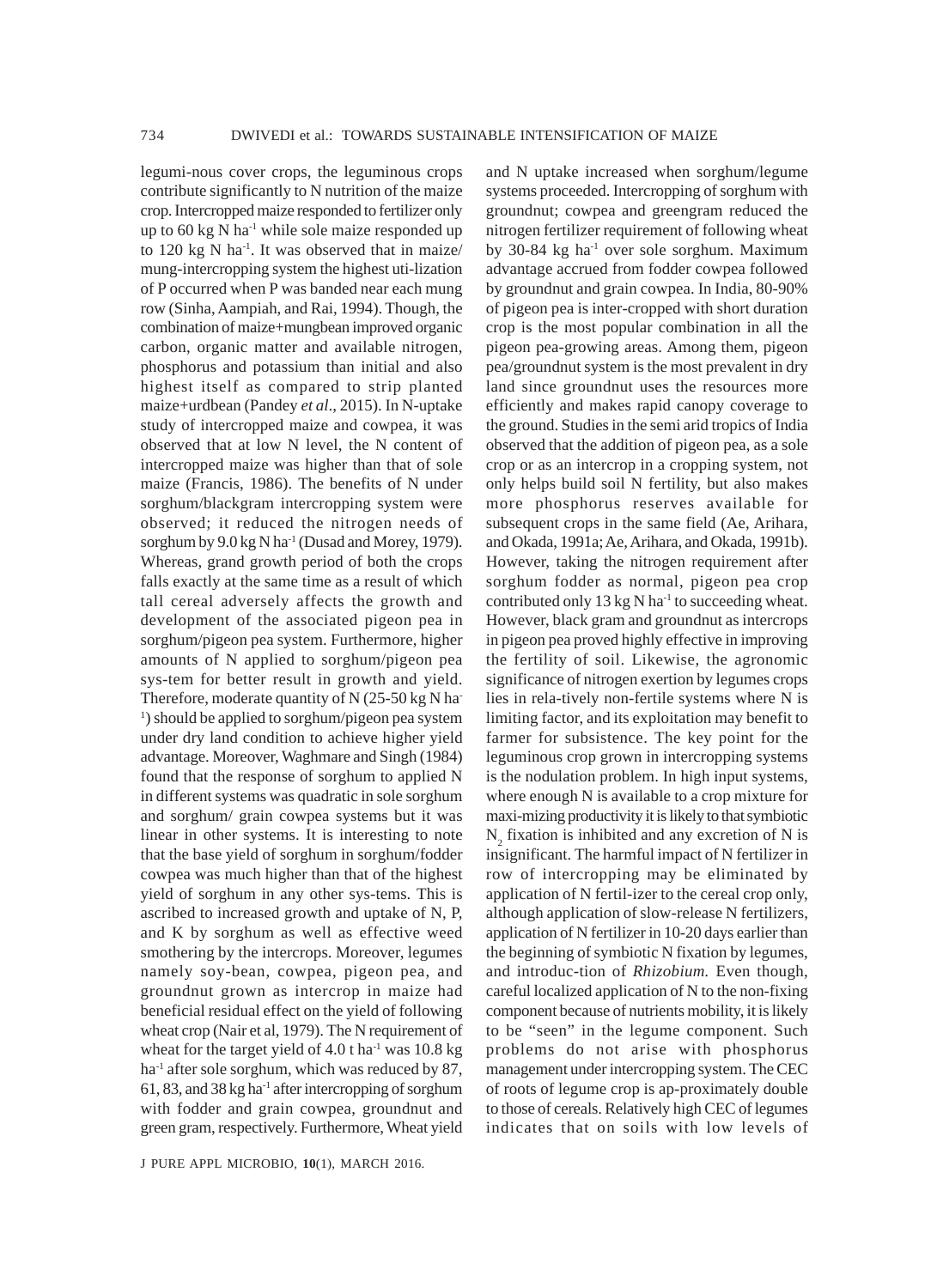legumi-nous cover crops, the leguminous crops contribute significantly to N nutrition of the maize crop. Intercropped maize responded to fertilizer only up to 60 kg N $ha^{-1}$ while sole maize responded up to 120 kg N $ha^{-1}$. It was observed that in maize/ mung-intercropping system the highest uti-lization of P occurred when P was banded near each mung row (Sinha, Aampiah, and Rai, 1994). Though, the combination of maize+mungbean improved organic carbon, organic matter and available nitrogen, phosphorus and potassium than initial and also highest itself as compared to strip planted maize+urdbean (Pandey *et al*., 2015). In N-uptake study of intercropped maize and cowpea, it was observed that at low N level, the N content of intercropped maize was higher than that of sole maize (Francis, 1986). The benefits of N under sorghum/blackgram intercropping system were observed; it reduced the nitrogen needs of sorghum by 9.0 kg N $ha^{-1}$ (Dusad and Morey, 1979). Whereas, grand growth period of both the crops falls exactly at the same time as a result of which tall cereal adversely affects the growth and development of the associated pigeon pea in sorghum/pigeon pea system. Furthermore, higher amounts of N applied to sorghum/pigeon pea sys-tem for better result in growth and yield. Therefore, moderate quantity of N (25-50 kg N $ha^{-1}$) should be applied to sorghum/pigeon pea system under dry land condition to achieve higher yield advantage. Moreover, Waghmare and Singh (1984) found that the response of sorghum to applied N in different systems was quadratic in sole sorghum and sorghum/ grain cowpea systems but it was linear in other systems. It is interesting to note that the base yield of sorghum in sorghum/fodder cowpea was much higher than that of the highest yield of sorghum in any other sys-tems. This is ascribed to increased growth and uptake of N, P, and K by sorghum as well as effective weed smothering by the intercrops. Moreover, legumes namely soy-bean, cowpea, pigeon pea, and groundnut grown as intercrop in maize had beneficial residual effect on the yield of following wheat crop (Nair et al, 1979). The N requirement of wheat for the target yield of 4.0 t $ha^{-1}$ was 10.8 kg $ha^{-1}$ after sole sorghum, which was reduced by 87, 61, 83, and 38 kg $ha^{-1}$ after intercropping of sorghum with fodder and grain cowpea, groundnut and green gram, respectively. Furthermore, Wheat yield and N uptake increased when sorghum/legume systems proceeded. Intercropping of sorghum with groundnut; cowpea and greengram reduced the nitrogen fertilizer requirement of following wheat by 30-84 kg $ha^{-1}$ over sole sorghum. Maximum advantage accrued from fodder cowpea followed by groundnut and grain cowpea. In India, 80-90% of pigeon pea is inter-cropped with short duration crop is the most popular combination in all the pigeon pea-growing areas. Among them, pigeon pea/groundnut system is the most prevalent in dry land since groundnut uses the resources more efficiently and makes rapid canopy coverage to the ground. Studies in the semi arid tropics of India observed that the addition of pigeon pea, as a sole crop or as an intercrop in a cropping system, not only helps build soil N fertility, but also makes more phosphorus reserves available for subsequent crops in the same field (Ae, Arihara, and Okada, 1991a; Ae, Arihara, and Okada, 1991b). However, taking the nitrogen requirement after sorghum fodder as normal, pigeon pea crop contributed only 13 kg N $ha^{-1}$ to succeeding wheat. However, black gram and groundnut as intercrops in pigeon pea proved highly effective in improving the fertility of soil. Likewise, the agronomic significance of nitrogen exertion by legumes crops lies in rela-tively non-fertile systems where N is limiting factor, and its exploitation may benefit to farmer for subsistence. The key point for the leguminous crop grown in intercropping systems is the nodulation problem. In high input systems, where enough N is available to a crop mixture for maxi-mizing productivity it is likely to that symbiotic $N_2$ fixation is inhibited and any excretion of N is insignificant. The harmful impact of N fertilizer in row of intercropping may be eliminated by application of N fertil-izer to the cereal crop only, although application of slow-release N fertilizers, application of N fertilizer in 10-20 days earlier than the beginning of symbiotic N fixation by legumes, and introduc-tion of *Rhizobium.* Even though, careful localized application of N to the non-fixing component because of nutrients mobility, it is likely to be "seen" in the legume component. Such problems do not arise with phosphorus management under intercropping system. The CEC of roots of legume crop is ap-proximately double to those of cereals. Relatively high CEC of legumes indicates that on soils with low levels of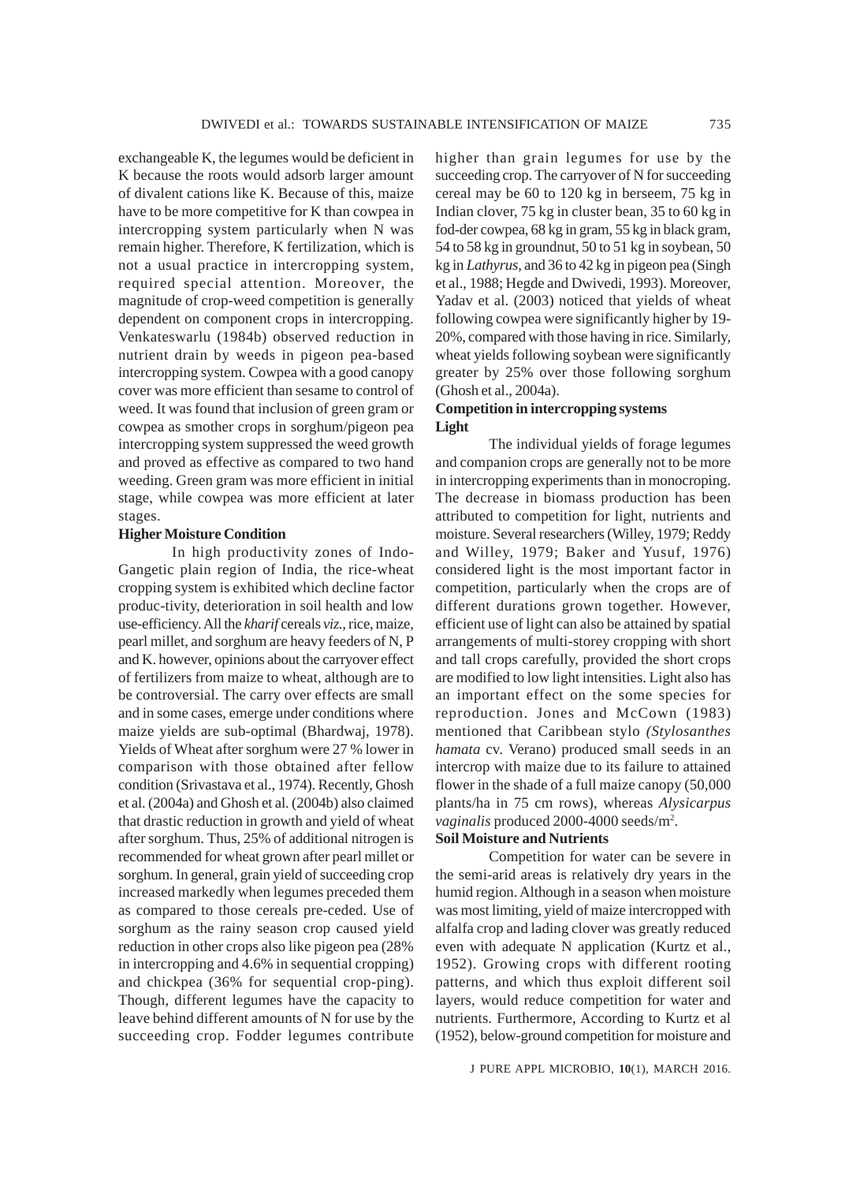exchangeable K, the legumes would be deficient in K because the roots would adsorb larger amount of divalent cations like K. Because of this, maize have to be more competitive for K than cowpea in intercropping system particularly when N was remain higher. Therefore, K fertilization, which is not a usual practice in intercropping system, required special attention. Moreover, the magnitude of crop-weed competition is generally dependent on component crops in intercropping. Venkateswarlu (1984b) observed reduction in nutrient drain by weeds in pigeon pea-based intercropping system. Cowpea with a good canopy cover was more efficient than sesame to control of weed. It was found that inclusion of green gram or cowpea as smother crops in sorghum/pigeon pea intercropping system suppressed the weed growth and proved as effective as compared to two hand weeding. Green gram was more efficient in initial stage, while cowpea was more efficient at later stages.

**Higher Moisture Condition**

In high productivity zones of Indo-Gangetic plain region of India, the rice-wheat cropping system is exhibited which decline factor produc-tivity, deterioration in soil health and low use-efficiency. All the *kharif* cereals *viz.,* rice, maize, pearl millet, and sorghum are heavy feeders of N, P and K. however, opinions about the carryover effect of fertilizers from maize to wheat, although are to be controversial. The carry over effects are small and in some cases, emerge under conditions where maize yields are sub-optimal (Bhardwaj, 1978). Yields of Wheat after sorghum were 27 % lower in comparison with those obtained after fellow condition (Srivastava et al., 1974). Recently, Ghosh et al. (2004a) and Ghosh et al. (2004b) also claimed that drastic reduction in growth and yield of wheat after sorghum. Thus, 25% of additional nitrogen is recommended for wheat grown after pearl millet or sorghum. In general, grain yield of succeeding crop increased markedly when legumes preceded them as compared to those cereals pre-ceded. Use of sorghum as the rainy season crop caused yield reduction in other crops also like pigeon pea (28% in intercropping and 4.6% in sequential cropping) and chickpea (36% for sequential crop-ping). Though, different legumes have the capacity to leave behind different amounts of N for use by the succeeding crop. Fodder legumes contribute higher than grain legumes for use by the succeeding crop. The carryover of N for succeeding cereal may be 60 to 120 kg in berseem, 75 kg in Indian clover, 75 kg in cluster bean, 35 to 60 kg in fod-der cowpea, 68 kg in gram, 55 kg in black gram, 54 to 58 kg in groundnut, 50 to 51 kg in soybean, 50 kg in *Lathyrus,* and 36 to 42 kg in pigeon pea (Singh et al., 1988; Hegde and Dwivedi, 1993). Moreover, Yadav et al. (2003) noticed that yields of wheat following cowpea were significantly higher by 19-20%, compared with those having in rice. Similarly, wheat yields following soybean were significantly greater by 25% over those following sorghum (Ghosh et al., 2004a).

**Competition in intercropping systems**

**Light**

The individual yields of forage legumes and companion crops are generally not to be more in intercropping experiments than in monocroping. The decrease in biomass production has been attributed to competition for light, nutrients and moisture. Several researchers (Willey, 1979; Reddy and Willey, 1979; Baker and Yusuf, 1976) considered light is the most important factor in competition, particularly when the crops are of different durations grown together. However, efficient use of light can also be attained by spatial arrangements of multi-storey cropping with short and tall crops carefully, provided the short crops are modified to low light intensities. Light also has an important effect on the some species for reproduction. Jones and McCown (1983) mentioned that Caribbean stylo *(Stylosanthes hamata* cv. Verano) produced small seeds in an intercrop with maize due to its failure to attained flower in the shade of a full maize canopy (50,000 plants/ha in 75 cm rows), whereas *Alysicarpus vaginalis* produced 2000-4000 seeds/m$^2$.

**Soil Moisture and Nutrients**

Competition for water can be severe in the semi-arid areas is relatively dry years in the humid region. Although in a season when moisture was most limiting, yield of maize intercropped with alfalfa crop and lading clover was greatly reduced even with adequate N application (Kurtz et al., 1952). Growing crops with different rooting patterns, and which thus exploit different soil layers, would reduce competition for water and nutrients. Furthermore, According to Kurtz et al (1952), below-ground competition for moisture and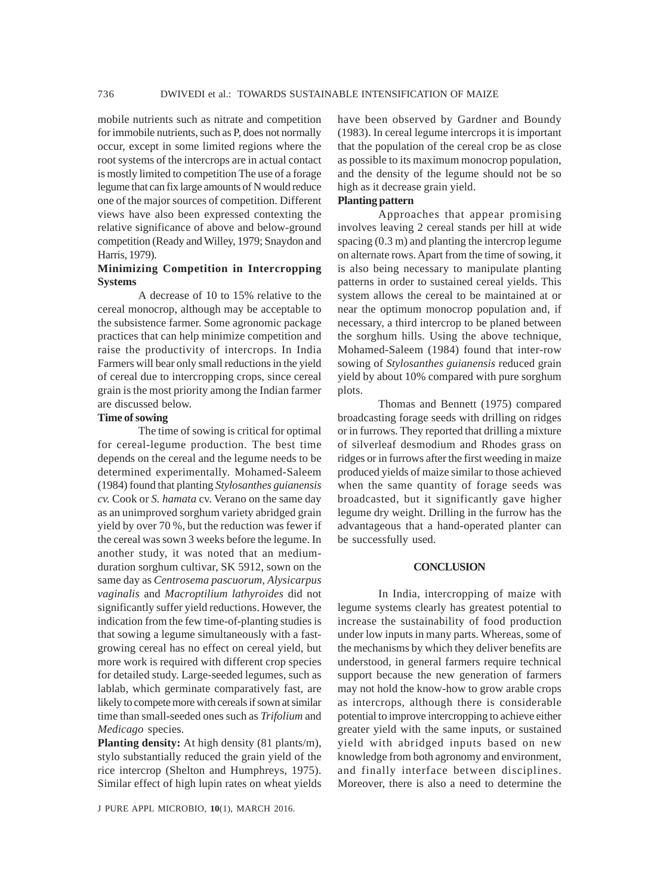mobile nutrients such as nitrate and competition for immobile nutrients, such as P, does not normally occur, except in some limited regions where the root systems of the intercrops are in actual contact is mostly limited to competition The use of a forage legume that can fix large amounts of N would reduce one of the major sources of competition. Different views have also been expressed contexting the relative significance of above and below-ground competition (Ready and Willey, 1979; Snaydon and Harris, 1979).

### Minimizing Competition in Intercropping Systems

A decrease of 10 to 15% relative to the cereal monocrop, although may be acceptable to the subsistence farmer. Some agronomic package practices that can help minimize competition and raise the productivity of intercrops. In India Farmers will bear only small reductions in the yield of cereal due to intercropping crops, since cereal grain is the most priority among the Indian farmer are discussed below.

#### Time of sowing

The time of sowing is critical for optimal for cereal-legume production. The best time depends on the cereal and the legume needs to be determined experimentally. Mohamed-Saleem (1984) found that planting *Stylosanthes guianensis cv.* Cook or *S. hamata* cv. Verano on the same day as an unimproved sorghum variety abridged grain yield by over 70 %, but the reduction was fewer if the cereal was sown 3 weeks before the legume. In another study, it was noted that an medium-duration sorghum cultivar, SK 5912, sown on the same day as *Centrosema pascuorum, Alysicarpus vaginalis* and *Macroptilium lathyroides* did not significantly suffer yield reductions. However, the indication from the few time-of-planting studies is that sowing a legume simultaneously with a fast-growing cereal has no effect on cereal yield, but more work is required with different crop species for detailed study. Large-seeded legumes, such as lablab, which germinate comparatively fast, are likely to compete more with cereals if sown at similar time than small-seeded ones such as *Trifolium* and *Medicago* species.

**Planting density:** At high density (81 plants/m), stylo substantially reduced the grain yield of the rice intercrop (Shelton and Humphreys, 1975). Similar effect of high lupin rates on wheat yields have been observed by Gardner and Boundy (1983). In cereal legume intercrops it is important that the population of the cereal crop be as close as possible to its maximum monocrop population, and the density of the legume should not be so high as it decrease grain yield.

#### Planting pattern

Approaches that appear promising involves leaving 2 cereal stands per hill at wide spacing (0.3 m) and planting the intercrop legume on alternate rows. Apart from the time of sowing, it is also being necessary to manipulate planting patterns in order to sustained cereal yields. This system allows the cereal to be maintained at or near the optimum monocrop population and, if necessary, a third intercrop to be planed between the sorghum hills. Using the above technique, Mohamed-Saleem (1984) found that inter-row sowing of *Stylosanthes guianensis* reduced grain yield by about 10% compared with pure sorghum plots.

Thomas and Bennett (1975) compared broadcasting forage seeds with drilling on ridges or in furrows. They reported that drilling a mixture of silverleaf desmodium and Rhodes grass on ridges or in furrows after the first weeding in maize produced yields of maize similar to those achieved when the same quantity of forage seeds was broadcasted, but it significantly gave higher legume dry weight. Drilling in the furrow has the advantageous that a hand-operated planter can be successfully used.

## CONCLUSION

In India, intercropping of maize with legume systems clearly has greatest potential to increase the sustainability of food production under low inputs in many parts. Whereas, some of the mechanisms by which they deliver benefits are understood, in general farmers require technical support because the new generation of farmers may not hold the know-how to grow arable crops as intercrops, although there is considerable potential to improve intercropping to achieve either greater yield with the same inputs, or sustained yield with abridged inputs based on new knowledge from both agronomy and environment, and finally interface between disciplines. Moreover, there is also a need to determine the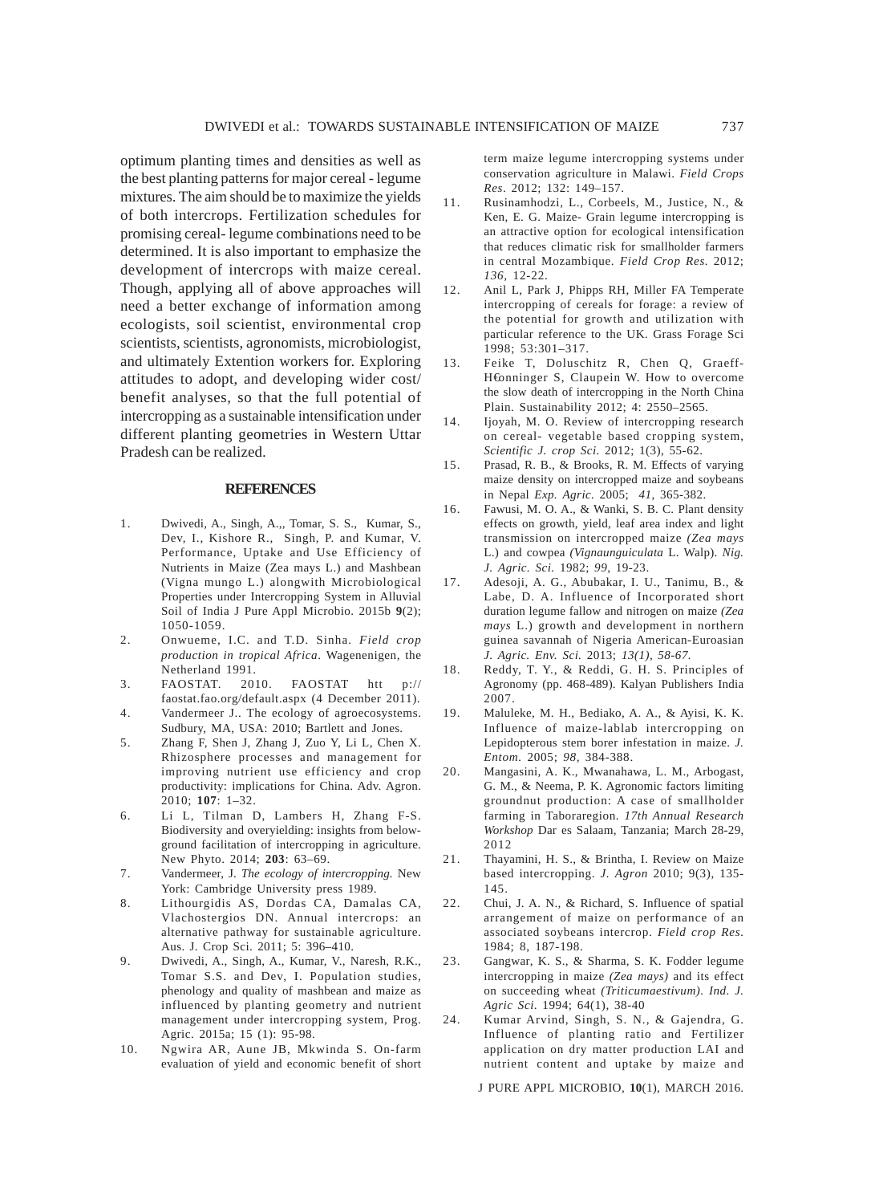optimum planting times and densities as well as the best planting patterns for major cereal - legume mixtures. The aim should be to maximize the yields of both intercrops. Fertilization schedules for promising cereal- legume combinations need to be determined. It is also important to emphasize the development of intercrops with maize cereal. Though, applying all of above approaches will need a better exchange of information among ecologists, soil scientist, environmental crop scientists, scientists, agronomists, microbiologist, and ultimately Extention workers for. Exploring attitudes to adopt, and developing wider cost/ benefit analyses, so that the full potential of intercropping as a sustainable intensification under different planting geometries in Western Uttar Pradesh can be realized.

## REFERENCES

1. Dwivedi, A., Singh, A.,, Tomar, S. S., Kumar, S., Dev, I., Kishore R., Singh, P. and Kumar, V. Performance, Uptake and Use Efficiency of Nutrients in Maize (Zea mays L.) and Mashbean (Vigna mungo L.) alongwith Microbiological Properties under Intercropping System in Alluvial Soil of India J Pure Appl Microbio. 2015b **9**(2); 1050-1059.
2. Onwueme, I.C. and T.D. Sinha. *Field crop production in tropical Africa*. Wagenenigen, the Netherland 1991.
3. FAOSTAT. 2010. FAOSTAT htt p:// faostat.fao.org/default.aspx (4 December 2011).
4. Vandermeer J.. The ecology of agroecosystems. Sudbury, MA, USA: 2010; Bartlett and Jones.
5. Zhang F, Shen J, Zhang J, Zuo Y, Li L, Chen X. Rhizosphere processes and management for improving nutrient use efficiency and crop productivity: implications for China. Adv. Agron. 2010; **107**: 1–32.
6. Li L, Tilman D, Lambers H, Zhang F-S. Biodiversity and overyielding: insights from below-ground facilitation of intercropping in agriculture. New Phyto. 2014; **203**: 63–69.
7. Vandermeer, J. *The ecology of intercropping.* New York: Cambridge University press 1989.
8. Lithourgidis AS, Dordas CA, Damalas CA, Vlachostergios DN. Annual intercrops: an alternative pathway for sustainable agriculture. Aus. J. Crop Sci. 2011; 5: 396–410.
9. Dwivedi, A., Singh, A., Kumar, V., Naresh, R.K., Tomar S.S. and Dev, I. Population studies, phenology and quality of mashbean and maize as influenced by planting geometry and nutrient management under intercropping system, Prog. Agric. 2015a; 15 (1): 95-98.
10. Ngwira AR, Aune JB, Mkwinda S. On-farm evaluation of yield and economic benefit of short term maize legume intercropping systems under conservation agriculture in Malawi. *Field Crops Res*. 2012; 132: 149–157.
11. Rusinamhodzi, L., Corbeels, M., Justice, N., & Ken, E. G. Maize- Grain legume intercropping is an attractive option for ecological intensification that reduces climatic risk for smallholder farmers in central Mozambique. *Field Crop Res.* 2012; *136,* 12-22.
12. Anil L, Park J, Phipps RH, Miller FA Temperate intercropping of cereals for forage: a review of the potential for growth and utilization with particular reference to the UK. Grass Forage Sci 1998; 53:301–317.
13. Feike T, Doluschitz R, Chen Q, Graeff-H€onninger S, Claupein W. How to overcome the slow death of intercropping in the North China Plain. Sustainability 2012; 4: 2550–2565.
14. Ijoyah, M. O. Review of intercropping research on cereal- vegetable based cropping system, *Scientific J. crop Sci.* 2012; 1(3), 55-62.
15. Prasad, R. B., & Brooks, R. M. Effects of varying maize density on intercropped maize and soybeans in Nepal *Exp. Agric.* 2005; *41,* 365-382.
16. Fawusi, M. O. A., & Wanki, S. B. C. Plant density effects on growth, yield, leaf area index and light transmission on intercropped maize *(Zea mays* L.) and cowpea *(Vignaunguiculata* L. Walp). *Nig. J. Agric. Sci.* 1982; *99,* 19-23.
17. Adesoji, A. G., Abubakar, I. U., Tanimu, B., & Labe, D. A. Influence of Incorporated short duration legume fallow and nitrogen on maize *(Zea mays* L.) growth and development in northern guinea savannah of Nigeria American-Euroasian *J. Agric. Env. Sci.* 2013; *13(1), 58-67.*
18. Reddy, T. Y., & Reddi, G. H. S. Principles of Agronomy (pp. 468-489). Kalyan Publishers India 2007.
19. Maluleke, M. H., Bediako, A. A., & Ayisi, K. K. Influence of maize-lablab intercropping on Lepidopterous stem borer infestation in maize. *J. Entom.* 2005; *98,* 384-388.
20. Mangasini, A. K., Mwanahawa, L. M., Arbogast, G. M., & Neema, P. K. Agronomic factors limiting groundnut production: A case of smallholder farming in Taboraregion. *17th Annual Research Workshop* Dar es Salaam, Tanzania; March 28-29, 2012
21. Thayamini, H. S., & Brintha, I. Review on Maize based intercropping. *J. Agron* 2010; 9(3), 135-145.
22. Chui, J. A. N., & Richard, S. Influence of spatial arrangement of maize on performance of an associated soybeans intercrop. *Field crop Res.* 1984; 8, 187-198.
23. Gangwar, K. S., & Sharma, S. K. Fodder legume intercropping in maize *(Zea mays)* and its effect on succeeding wheat *(Triticumaestivum)*. *Ind. J. Agric Sci.* 1994; 64(1), 38-40
24. Kumar Arvind, Singh, S. N., & Gajendra, G. Influence of planting ratio and Fertilizer application on dry matter production LAI and nutrient content and uptake by maize and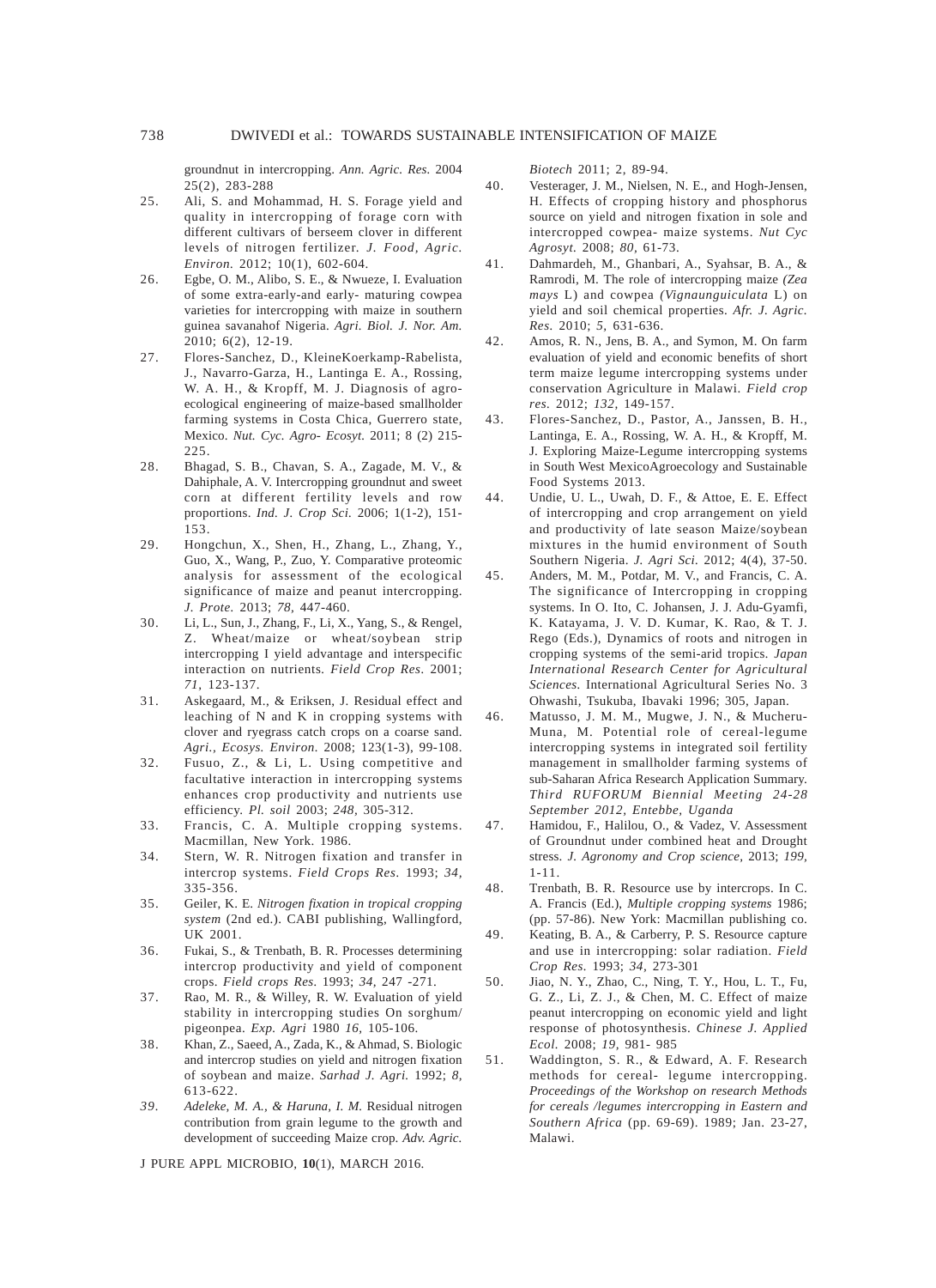groundnut in intercropping. *Ann. Agric. Res.* 2004 25(2), 283-288

25. Ali, S. and Mohammad, H. S. Forage yield and quality in intercropping of forage corn with different cultivars of berseem clover in different levels of nitrogen fertilizer. *J. Food, Agric. Environ.* 2012; 10(1), 602-604.
26. Egbe, O. M., Alibo, S. E., & Nwueze, I. Evaluation of some extra-early-and early- maturing cowpea varieties for intercropping with maize in southern guinea savanahof Nigeria. *Agri. Biol. J. Nor. Am.* 2010; 6(2), 12-19.
27. Flores-Sanchez, D., KleineKoerkamp-Rabelista, J., Navarro-Garza, H., Lantinga E. A., Rossing, W. A. H., & Kropff, M. J. Diagnosis of agro-ecological engineering of maize-based smallholder farming systems in Costa Chica, Guerrero state, Mexico. *Nut. Cyc. Agro- Ecosyt.* 2011; 8 (2) 215-225.
28. Bhagad, S. B., Chavan, S. A., Zagade, M. V., & Dahiphale, A. V. Intercropping groundnut and sweet corn at different fertility levels and row proportions. *Ind. J. Crop Sci.* 2006; 1(1-2), 151-153.
29. Hongchun, X., Shen, H., Zhang, L., Zhang, Y., Guo, X., Wang, P., Zuo, Y. Comparative proteomic analysis for assessment of the ecological significance of maize and peanut intercropping. *J. Prote.* 2013; *78*, 447-460.
30. Li, L., Sun, J., Zhang, F., Li, X., Yang, S., & Rengel, Z. Wheat/maize or wheat/soybean strip intercropping I yield advantage and interspecific interaction on nutrients. *Field Crop Res.* 2001; *71*, 123-137.
31. Askegaard, M., & Eriksen, J. Residual effect and leaching of N and K in cropping systems with clover and ryegrass catch crops on a coarse sand. *Agri., Ecosys. Environ.* 2008; 123(1-3), 99-108.
32. Fusuo, Z., & Li, L. Using competitive and facultative interaction in intercropping systems enhances crop productivity and nutrients use efficiency. *Pl. soil* 2003; *248*, 305-312.
33. Francis, C. A. Multiple cropping systems. Macmillan, New York. 1986.
34. Stern, W. R. Nitrogen fixation and transfer in intercrop systems. *Field Crops Res.* 1993; *34*, 335-356.
35. Geiler, K. E. *Nitrogen fixation in tropical cropping system* (2nd ed.). CABI publishing, Wallingford, UK 2001.
36. Fukai, S., & Trenbath, B. R. Processes determining intercrop productivity and yield of component crops. *Field crops Res.* 1993; *34*, 247 -271.
37. Rao, M. R., & Willey, R. W. Evaluation of yield stability in intercropping studies On sorghum/ pigeonpea. *Exp. Agri* 1980 *16*, 105-106.
38. Khan, Z., Saeed, A., Zada, K., & Ahmad, S. Biologic and intercrop studies on yield and nitrogen fixation of soybean and maize. *Sarhad J. Agri.* 1992; *8*, 613-622.
39. *Adeleke, M. A., & Haruna, I. M.* Residual nitrogen contribution from grain legume to the growth and development of succeeding Maize crop. *Adv. Agric. Biotech* 2011; 2, 89-94.
40. Vesterager, J. M., Nielsen, N. E., and Hogh-Jensen, H. Effects of cropping history and phosphorus source on yield and nitrogen fixation in sole and intercropped cowpea- maize systems. *Nut Cyc Agrosyt.* 2008; *80*, 61-73.
41. Dahmardeh, M., Ghanbari, A., Syahsar, B. A., & Ramrodi, M. The role of intercropping maize *(Zea mays* L) and cowpea *(Vignaunguiculata* L) on yield and soil chemical properties. *Afr. J. Agric. Res.* 2010; *5*, 631-636.
42. Amos, R. N., Jens, B. A., and Symon, M. On farm evaluation of yield and economic benefits of short term maize legume intercropping systems under conservation Agriculture in Malawi. *Field crop res.* 2012; *132*, 149-157.
43. Flores-Sanchez, D., Pastor, A., Janssen, B. H., Lantinga, E. A., Rossing, W. A. H., & Kropff, M. J. Exploring Maize-Legume intercropping systems in South West MexicoAgroecology and Sustainable Food Systems 2013.
44. Undie, U. L., Uwah, D. F., & Attoe, E. E. Effect of intercropping and crop arrangement on yield and productivity of late season Maize/soybean mixtures in the humid environment of South Southern Nigeria. *J. Agri Sci.* 2012; 4(4), 37-50.
45. Anders, M. M., Potdar, M. V., and Francis, C. A. The significance of Intercropping in cropping systems. In O. Ito, C. Johansen, J. J. Adu-Gyamfi, K. Katayama, J. V. D. Kumar, K. Rao, & T. J. Rego (Eds.), Dynamics of roots and nitrogen in cropping systems of the semi-arid tropics. *Japan International Research Center for Agricultural Sciences.* International Agricultural Series No. 3 Ohwashi, Tsukuba, Ibavaki 1996; 305, Japan.
46. Matusso, J. M. M., Mugwe, J. N., & Mucheru-Muna, M. Potential role of cereal-legume intercropping systems in integrated soil fertility management in smallholder farming systems of sub-Saharan Africa Research Application Summary. *Third RUFORUM Biennial Meeting 24-28 September 2012, Entebbe, Uganda*
47. Hamidou, F., Halilou, O., & Vadez, V. Assessment of Groundnut under combined heat and Drought stress. *J. Agronomy and Crop science*, 2013; *199*, 1-11.
48. Trenbath, B. R. Resource use by intercrops. In C. A. Francis (Ed.), *Multiple cropping systems* 1986; (pp. 57-86). New York: Macmillan publishing co.
49. Keating, B. A., & Carberry, P. S. Resource capture and use in intercropping: solar radiation. *Field Crop Res.* 1993; *34*, 273-301
50. Jiao, N. Y., Zhao, C., Ning, T. Y., Hou, L. T., Fu, G. Z., Li, Z. J., & Chen, M. C. Effect of maize peanut intercropping on economic yield and light response of photosynthesis. *Chinese J. Applied Ecol.* 2008; *19*, 981- 985
51. Waddington, S. R., & Edward, A. F. Research methods for cereal- legume intercropping. *Proceedings of the Workshop on research Methods for cereals /legumes intercropping in Eastern and Southern Africa* (pp. 69-69). 1989; Jan. 23-27, Malawi.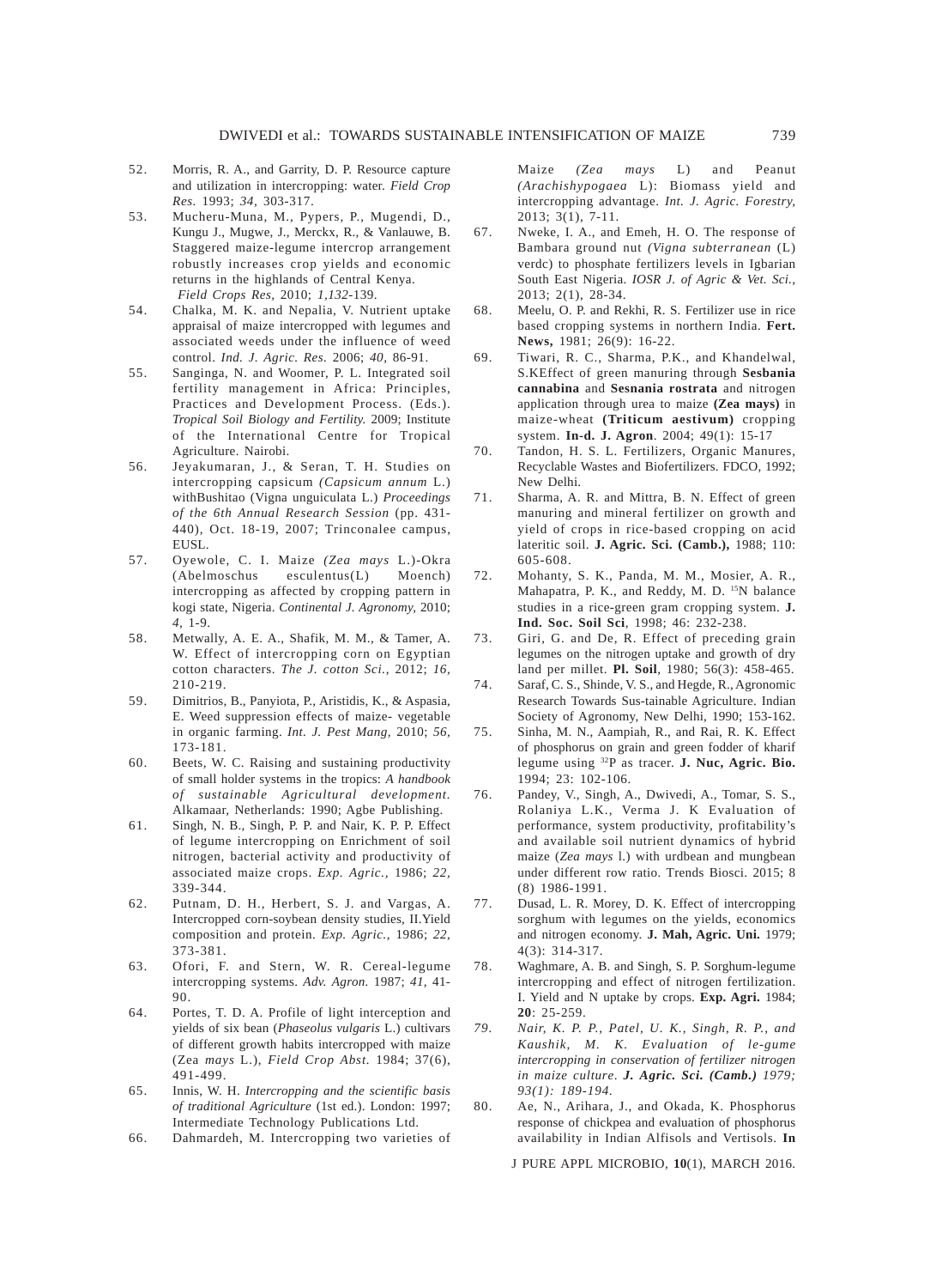52. Morris, R. A., and Garrity, D. P. Resource capture and utilization in intercropping: water. *Field Crop Res.* 1993; *34*, 303-317.
53. Mucheru-Muna, M., Pypers, P., Mugendi, D., Kungu J., Mugwe, J., Merckx, R., & Vanlauwe, B. Staggered maize-legume intercrop arrangement robustly increases crop yields and economic returns in the highlands of Central Kenya. *Field Crops Res*, 2010; *1,132*-139.
54. Chalka, M. K. and Nepalia, V. Nutrient uptake appraisal of maize intercropped with legumes and associated weeds under the influence of weed control. *Ind. J. Agric. Res.* 2006; *40*, 86-91.
55. Sanginga, N. and Woomer, P. L. Integrated soil fertility management in Africa: Principles, Practices and Development Process. (Eds.). *Tropical Soil Biology and Fertility.* 2009; Institute of the International Centre for Tropical Agriculture. Nairobi.
56. Jeyakumaran, J., & Seran, T. H. Studies on intercropping capsicum *(Capsicum annum* L.) withBushitao (Vigna unguiculata L.) *Proceedings of the 6th Annual Research Session* (pp. 431-440), Oct. 18-19, 2007; Trinconalee campus, EUSL.
57. Oyewole, C. I. Maize *(Zea mays* L.)-Okra (Abelmoschus esculentus(L) Moench) intercropping as affected by cropping pattern in kogi state, Nigeria. *Continental J. Agronomy,* 2010; *4*, 1-9.
58. Metwally, A. E. A., Shafik, M. M., & Tamer, A. W. Effect of intercropping corn on Egyptian cotton characters. *The J. cotton Sci.,* 2012; *16*, 210-219.
59. Dimitrios, B., Panyiota, P., Aristidis, K., & Aspasia, E. Weed suppression effects of maize- vegetable in organic farming. *Int. J. Pest Mang,* 2010; *56*, 173-181.
60. Beets, W. C. Raising and sustaining productivity of small holder systems in the tropics: *A handbook of sustainable Agricultural development.* Alkamaar, Netherlands: 1990; Agbe Publishing.
61. Singh, N. B., Singh, P. P. and Nair, K. P. P. Effect of legume intercropping on Enrichment of soil nitrogen, bacterial activity and productivity of associated maize crops. *Exp. Agric.,* 1986; *22*, 339-344.
62. Putnam, D. H., Herbert, S. J. and Vargas, A. Intercropped corn-soybean density studies, II.Yield composition and protein. *Exp. Agric.,* 1986; *22*, 373-381.
63. Ofori, F. and Stern, W. R. Cereal-legume intercropping systems. *Adv. Agron.* 1987; *41*, 41-90.
64. Portes, T. D. A. Profile of light interception and yields of six bean (*Phaseolus vulgaris* L.) cultivars of different growth habits intercropped with maize (Zea *mays* L.), *Field Crop Abst.* 1984; 37(6), 491-499.
65. Innis, W. H. *Intercropping and the scientific basis of traditional Agriculture* (1st ed.). London: 1997; Intermediate Technology Publications Ltd.
66. Dahmardeh, M. Intercropping two varieties of Maize *(Zea mays* L) and Peanut *(Arachishypogaea* L): Biomass yield and intercropping advantage. *Int. J. Agric. Forestry,* 2013; 3(1), 7-11.
67. Nweke, I. A., and Emeh, H. O. The response of Bambara ground nut *(Vigna subterranean* (L) verdc) to phosphate fertilizers levels in Igbarian South East Nigeria. *IOSR J. of Agric & Vet. Sci.,* 2013; 2(1), 28-34.
68. Meelu, O. P. and Rekhi, R. S. Fertilizer use in rice based cropping systems in northern India. **Fert. News,** 1981; 26(9): 16-22.
69. Tiwari, R. C., Sharma, P.K., and Khandelwal, S.KEffect of green manuring through **Sesbania cannabina** and **Sesnania rostrata** and nitrogen application through urea to maize **(Zea mays)** in maize-wheat **(Triticum aestivum)** cropping system. **In-d. J. Agron**. 2004; 49(1): 15-17
70. Tandon, H. S. L. Fertilizers, Organic Manures, Recyclable Wastes and Biofertilizers. FDCO, 1992; New Delhi.
71. Sharma, A. R. and Mittra, B. N. Effect of green manuring and mineral fertilizer on growth and yield of crops in rice-based cropping on acid lateritic soil. **J. Agric. Sci. (Camb.),** 1988; 110: 605-608.
72. Mohanty, S. K., Panda, M. M., Mosier, A. R., Mahapatra, P. K., and Reddy, M. D. $^{15}$N balance studies in a rice-green gram cropping system. **J. Ind. Soc. Soil Sci**, 1998; 46: 232-238.
73. Giri, G. and De, R. Effect of preceding grain legumes on the nitrogen uptake and growth of dry land per millet. **Pl. Soil**, 1980; 56(3): 458-465.
74. Saraf, C. S., Shinde, V. S., and Hegde, R., Agronomic Research Towards Sus-tainable Agriculture. Indian Society of Agronomy, New Delhi, 1990; 153-162.
75. Sinha, M. N., Aampiah, R., and Rai, R. K. Effect of phosphorus on grain and green fodder of kharif legume using $^{32}$P as tracer. **J. Nuc, Agric. Bio.** 1994; 23: 102-106.
76. Pandey, V., Singh, A., Dwivedi, A., Tomar, S. S., Rolaniya L.K., Verma J. K Evaluation of performance, system productivity, profitability's and available soil nutrient dynamics of hybrid maize (*Zea mays* l.) with urdbean and mungbean under different row ratio. Trends Biosci. 2015; 8 (8) 1986-1991.
77. Dusad, L. R. Morey, D. K. Effect of intercropping sorghum with legumes on the yields, economics and nitrogen economy. **J. Mah, Agric. Uni.** 1979; 4(3): 314-317.
78. Waghmare, A. B. and Singh, S. P. Sorghum-legume intercropping and effect of nitrogen fertilization. I. Yield and N uptake by crops. **Exp. Agri.** 1984; **20**: 25-259.
79. *Nair, K. P. P., Patel, U. K., Singh, R. P., and Kaushik, M. K. Evaluation of le-gume intercropping in conservation of fertilizer nitrogen in maize culture. **J. Agric. Sci. (Camb.)** 1979; 93(1): 189-194.*
80. Ae, N., Arihara, J., and Okada, K. Phosphorus response of chickpea and evaluation of phosphorus availability in Indian Alfisols and Vertisols. **In**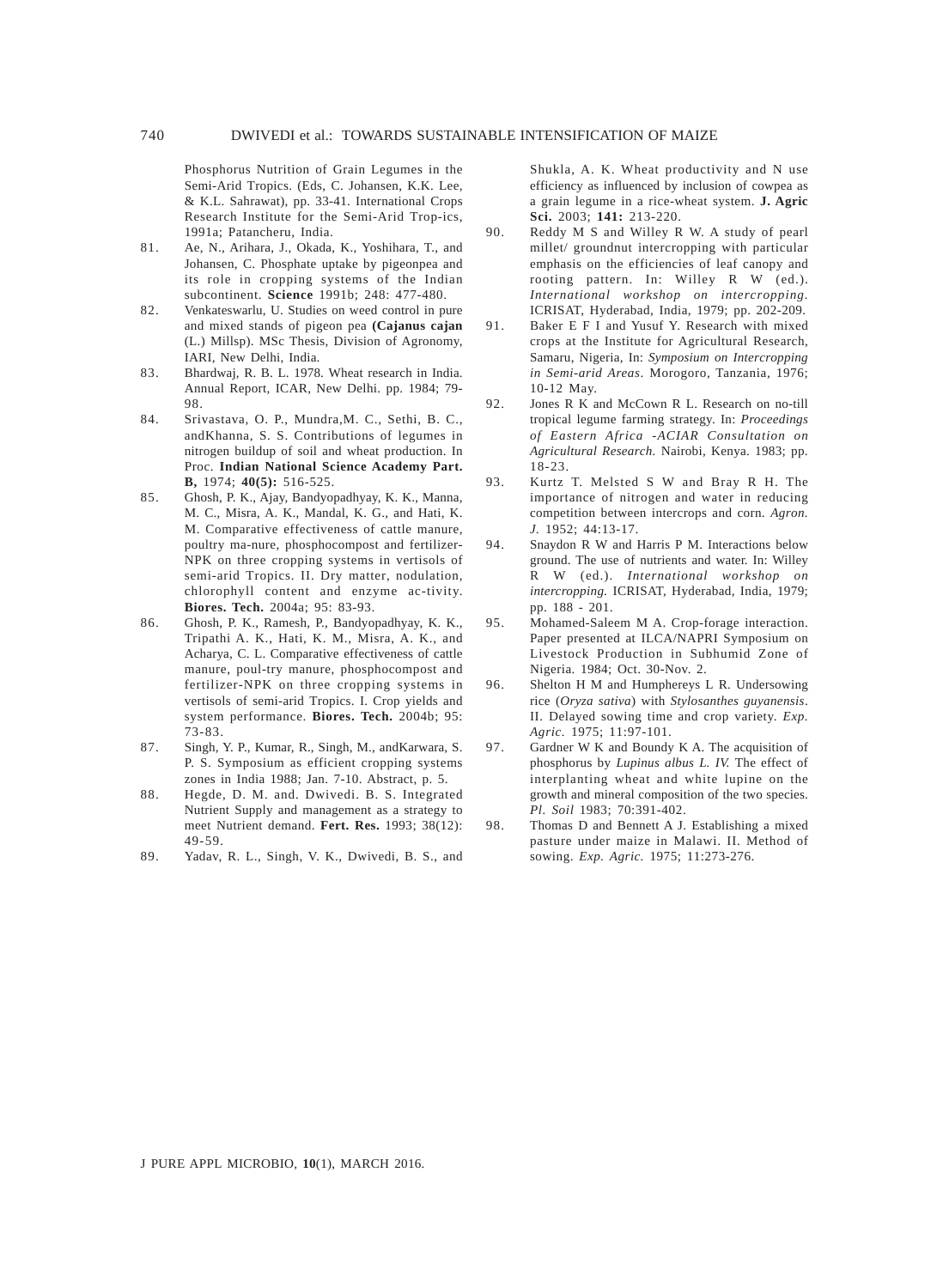Phosphorus Nutrition of Grain Legumes in the Semi-Arid Tropics. (Eds, C. Johansen, K.K. Lee, & K.L. Sahrawat), pp. 33-41. International Crops Research Institute for the Semi-Arid Trop-ics, 1991a; Patancheru, India.

81. Ae, N., Arihara, J., Okada, K., Yoshihara, T., and Johansen, C. Phosphate uptake by pigeonpea and its role in cropping systems of the Indian subcontinent. **Science** 1991b; 248: 477-480.
82. Venkateswarlu, U. Studies on weed control in pure and mixed stands of pigeon pea **(Cajanus cajan** (L.) Millsp). MSc Thesis, Division of Agronomy, IARI, New Delhi, India.
83. Bhardwaj, R. B. L. 1978. Wheat research in India. Annual Report, ICAR, New Delhi. pp. 1984; 79-98.
84. Srivastava, O. P., Mundra,M. C., Sethi, B. C., andKhanna, S. S. Contributions of legumes in nitrogen buildup of soil and wheat production. In Proc. **Indian National Science Academy Part. B,** 1974; **40(5):** 516-525.
85. Ghosh, P. K., Ajay, Bandyopadhyay, K. K., Manna, M. C., Misra, A. K., Mandal, K. G., and Hati, K. M. Comparative effectiveness of cattle manure, poultry ma-nure, phosphocompost and fertilizer-NPK on three cropping systems in vertisols of semi-arid Tropics. II. Dry matter, nodulation, chlorophyll content and enzyme ac-tivity. **Biores. Tech.** 2004a; 95: 83-93.
86. Ghosh, P. K., Ramesh, P., Bandyopadhyay, K. K., Tripathi A. K., Hati, K. M., Misra, A. K., and Acharya, C. L. Comparative effectiveness of cattle manure, poul-try manure, phosphocompost and fertilizer-NPK on three cropping systems in vertisols of semi-arid Tropics. I. Crop yields and system performance. **Biores. Tech.** 2004b; 95: 73-83.
87. Singh, Y. P., Kumar, R., Singh, M., andKarwara, S. P. S. Symposium as efficient cropping systems zones in India 1988; Jan. 7-10. Abstract, p. 5.
88. Hegde, D. M. and. Dwivedi. B. S. Integrated Nutrient Supply and management as a strategy to meet Nutrient demand. **Fert. Res.** 1993; 38(12): 49-59.
89. Yadav, R. L., Singh, V. K., Dwivedi, B. S., and Shukla, A. K. Wheat productivity and N use efficiency as influenced by inclusion of cowpea as a grain legume in a rice-wheat system. **J. Agric Sci.** 2003; **141:** 213-220.
90. Reddy M S and Willey R W. A study of pearl millet/ groundnut intercropping with particular emphasis on the efficiencies of leaf canopy and rooting pattern. In: Willey R W (ed.). *International workshop on intercropping.* ICRISAT, Hyderabad, India, 1979; pp. 202-209.
91. Baker E F I and Yusuf Y. Research with mixed crops at the Institute for Agricultural Research, Samaru, Nigeria, In: *Symposium on Intercropping in Semi-arid Areas*. Morogoro, Tanzania, 1976; 10-12 May.
92. Jones R K and McCown R L. Research on no-till tropical legume farming strategy. In: *Proceedings of Eastern Africa -ACIAR Consultation on Agricultural Research.* Nairobi, Kenya. 1983; pp. 18-23.
93. Kurtz T. Melsted S W and Bray R H. The importance of nitrogen and water in reducing competition between intercrops and corn. *Agron. J.* 1952; 44:13-17.
94. Snaydon R W and Harris P M. Interactions below ground. The use of nutrients and water. In: Willey R W (ed.). *International workshop on intercropping.* ICRISAT, Hyderabad, India, 1979; pp. 188 - 201.
95. Mohamed-Saleem M A. Crop-forage interaction. Paper presented at ILCA/NAPRI Symposium on Livestock Production in Subhumid Zone of Nigeria. 1984; Oct. 30-Nov. 2.
96. Shelton H M and Humphereys L R. Undersowing rice (*Oryza sativa*) with *Stylosanthes guyanensis*. II. Delayed sowing time and crop variety. *Exp. Agric.* 1975; 11:97-101.
97. Gardner W K and Boundy K A. The acquisition of phosphorus by *Lupinus albus L. IV.* The effect of interplanting wheat and white lupine on the growth and mineral composition of the two species. *Pl. Soil* 1983; 70:391-402.
98. Thomas D and Bennett A J. Establishing a mixed pasture under maize in Malawi. II. Method of sowing. *Exp. Agric.* 1975; 11:273-276.